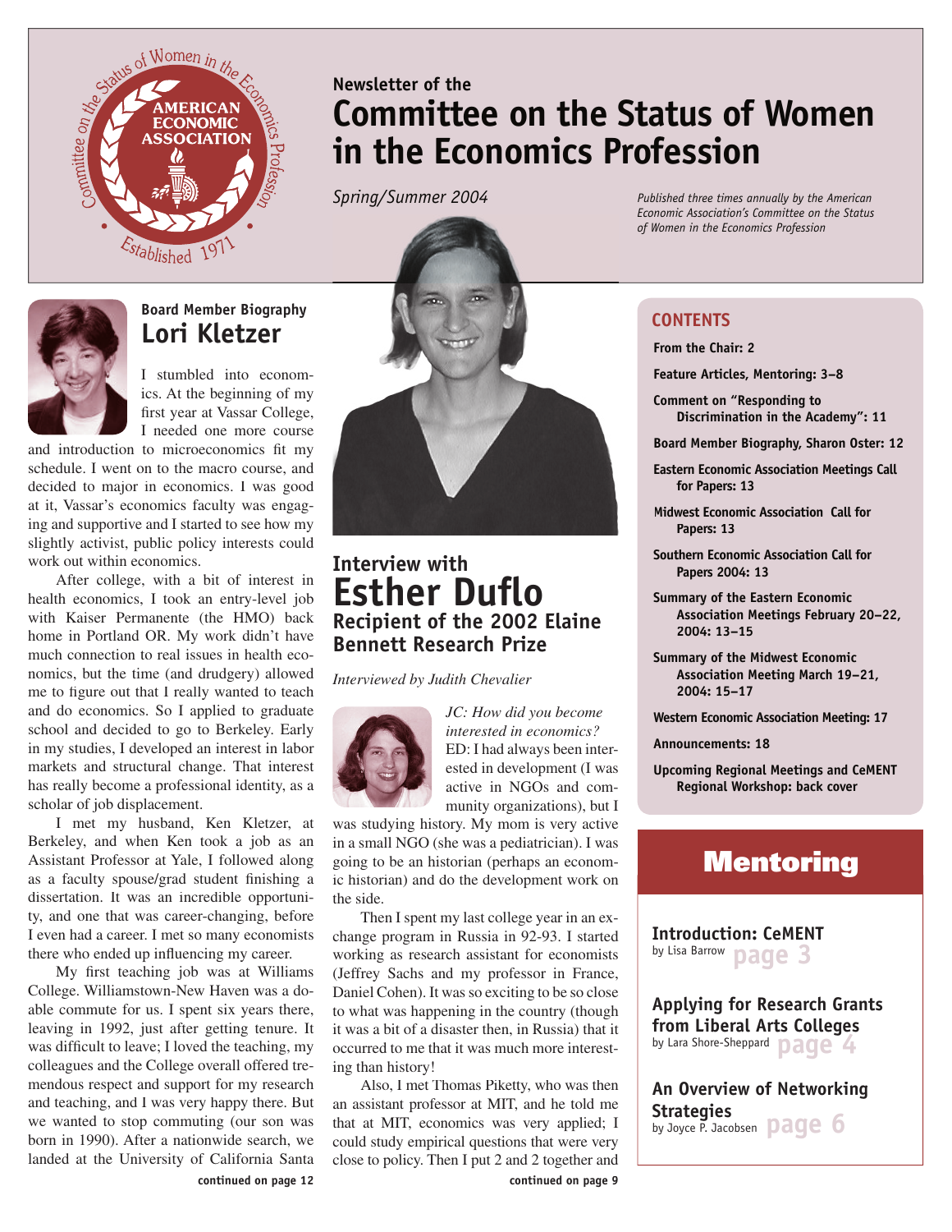Newsletter of the

# Committee on the Status of Women in the Economics Profession

*Spring/Summer 2004*

*Published three times annually by the American Economic Association's Committee on the Status of Women in the Economics Profession*

## CONTENTS

**From the Chair: 2**

**Feature Articles, Mentoring: 3–8**

**Comment on "Responding to Discrimination in the Academy": 11**

**Board Member Biography, Sharon Oster: 12**

**Eastern Economic Association Meetings Call for Papers: 13**

**Midwest Economic Association Call for Papers: 13**

**Southern Economic Association Call for Papers 2004: 13**

**Summary of the Eastern Economic Association Meetings February 20–22, 2004: 13–15**

**Summary of the Midwest Economic Association Meeting March 19–21, 2004: 15–17**

**Western Economic Association Meeting: 17**

**Announcements: 18**

**Upcoming Regional Meetings and CeMENT Regional Workshop: back cover**

## Mentoring

**Introduction: CeMENT**
by Lisa Barrow page 3

**Applying for Research Grants from Liberal Arts Colleges**
by Lara Shore-Sheppard page 4

**An Overview of Networking Strategies**
by Joyce P. Jacobsen page 6

---

Board Member Biography

## Lori Kletzer

I stumbled into economics. At the beginning of my first year at Vassar College, I needed one more course and introduction to microeconomics fit my schedule. I went on to the macro course, and decided to major in economics. I was good at it, Vassar's economics faculty was engaging and supportive and I started to see how my slightly activist, public policy interests could work out within economics.

After college, with a bit of interest in health economics, I took an entry-level job with Kaiser Permanente (the HMO) back home in Portland OR. My work didn't have much connection to real issues in health economics, but the time (and drudgery) allowed me to figure out that I really wanted to teach and do economics. So I applied to graduate school and decided to go to Berkeley. Early in my studies, I developed an interest in labor markets and structural change. That interest has really become a professional identity, as a scholar of job displacement.

I met my husband, Ken Kletzer, at Berkeley, and when Ken took a job as an Assistant Professor at Yale, I followed along as a faculty spouse/grad student finishing a dissertation. It was an incredible opportunity, and one that was career-changing, before I even had a career. I met so many economists there who ended up influencing my career.

My first teaching job was at Williams College. Williamstown-New Haven was a doable commute for us. I spent six years there, leaving in 1992, just after getting tenure. It was difficult to leave; I loved the teaching, my colleagues and the College overall offered tremendous respect and support for my research and teaching, and I was very happy there. But we wanted to stop commuting (our son was born in 1990). After a nationwide search, we landed at the University of California Santa

**continued on page 12**

---

Interview with

## Esther Duflo

### Recipient of the 2002 Elaine Bennett Research Prize

*Interviewed by Judith Chevalier*

*JC: How did you become interested in economics?*

ED: I had always been interested in development (I was active in NGOs and community organizations), but I was studying history. My mom is very active in a small NGO (she was a pediatrician). I was going to be an historian (perhaps an economic historian) and do the development work on the side.

Then I spent my last college year in an exchange program in Russia in 92-93. I started working as research assistant for economists (Jeffrey Sachs and my professor in France, Daniel Cohen). It was so exciting to be so close to what was happening in the country (though it was a bit of a disaster then, in Russia) that it occurred to me that it was much more interesting than history!

Also, I met Thomas Piketty, who was then an assistant professor at MIT, and he told me that at MIT, economics was very applied; I could study empirical questions that were very close to policy. Then I put 2 and 2 together and

**continued on page 9**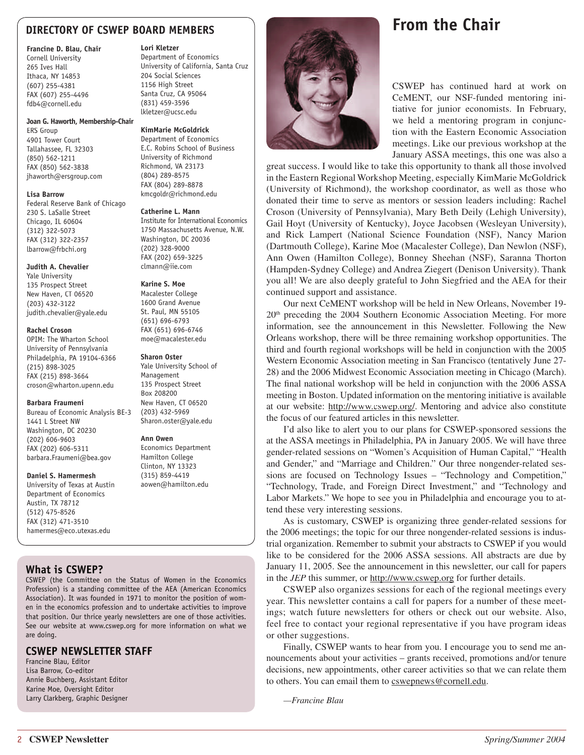## DIRECTORY OF CSWEP BOARD MEMBERS

**Francine D. Blau, Chair**
Cornell University
265 Ives Hall
Ithaca, NY 14853
(607) 255-4381
FAX (607) 255-4496
fdb4@cornell.edu

**Joan G. Haworth, Membership-Chair**
ERS Group
4901 Tower Court
Tallahassee, FL 32303
(850) 562-1211
FAX (850) 562-3838
jhaworth@ersgroup.com

**Lisa Barrow**
Federal Reserve Bank of Chicago
230 S. LaSalle Street
Chicago, IL 60604
(312) 322-5073
FAX (312) 322-2357
lbarrow@frbchi.org

**Judith A. Chevalier**
Yale University
135 Prospect Street
New Haven, CT 06520
(203) 432-3122
judith.chevalier@yale.edu

**Rachel Croson**
OPIM: The Wharton School
University of Pennsylvania
Philadelphia, PA 19104-6366
(215) 898-3025
FAX (215) 898-3664
croson@wharton.upenn.edu

**Barbara Fraumeni**
Bureau of Economic Analysis BE-3
1441 L Street NW
Washington, DC 20230
(202) 606-9603
FAX (202) 606-5311
barbara.Fraumeni@bea.gov

**Daniel S. Hamermesh**
University of Texas at Austin
Department of Economics
Austin, TX 78712
(512) 475-8526
FAX (312) 471-3510
hamermes@eco.utexas.edu

**Lori Kletzer**
Department of Economics
University of California, Santa Cruz
204 Social Sciences
1156 High Street
Santa Cruz, CA 95064
(831) 459-3596
lkletzer@ucsc.edu

**KimMarie McGoldrick**
Department of Economics
E.C. Robins School of Business
University of Richmond
Richmond, VA 23173
(804) 289-8575
FAX (804) 289-8878
kmcgoldr@richmond.edu

**Catherine L. Mann**
Institute for International Economics
1750 Massachusetts Avenue, N.W.
Washington, DC 20036
(202) 328-9000
FAX (202) 659-3225
clmann@iie.com

**Karine S. Moe**
Macalester College
1600 Grand Avenue
St. Paul, MN 55105
(651) 696-6793
FAX (651) 696-6746
moe@macalester.edu

**Sharon Oster**
Yale University School of Management
135 Prospect Street
Box 208200
New Haven, CT 06520
(203) 432-5969
Sharon.oster@yale.edu

**Ann Owen**
Economics Department
Hamilton College
Clinton, NY 13323
(315) 859-4419
aowen@hamilton.edu

## What is CSWEP?

CSWEP (the Committee on the Status of Women in the Economics Profession) is a standing committee of the AEA (American Economics Association). It was founded in 1971 to monitor the position of women in the economics profession and to undertake activities to improve that position. Our thrice yearly newsletters are one of those activities. See our website at www.cswep.org for more information on what we are doing.

## CSWEP NEWSLETTER STAFF

Francine Blau, Editor
Lisa Barrow, Co-editor
Annie Buchberg, Assistant Editor
Karine Moe, Oversight Editor
Larry Clarkberg, Graphic Designer

# From the Chair

CSWEP has continued hard at work on CeMENT, our NSF-funded mentoring initiative for junior economists. In February, we held a mentoring program in conjunction with the Eastern Economic Association meetings. Like our previous workshop at the January ASSA meetings, this one was also a great success. I would like to take this opportunity to thank all those involved in the Eastern Regional Workshop Meeting, especially KimMarie McGoldrick (University of Richmond), the workshop coordinator, as well as those who donated their time to serve as mentors or session leaders including: Rachel Croson (University of Pennsylvania), Mary Beth Deily (Lehigh University), Gail Hoyt (University of Kentucky), Joyce Jacobsen (Wesleyan University), and Rick Lampert (National Science Foundation (NSF), Nancy Marion (Dartmouth College), Karine Moe (Macalester College), Dan Newlon (NSF), Ann Owen (Hamilton College), Bonney Sheehan (NSF), Saranna Thorton (Hampden-Sydney College) and Andrea Ziegert (Denison University). Thank you all! We are also deeply grateful to John Siegfried and the AEA for their continued support and assistance.

Our next CeMENT workshop will be held in New Orleans, November 19-20th preceding the 2004 Southern Economic Association Meeting. For more information, see the announcement in this Newsletter. Following the New Orleans workshop, there will be three remaining workshop opportunities. The third and fourth regional workshops will be held in conjunction with the 2005 Western Economic Association meeting in San Francisco (tentatively June 27-28) and the 2006 Midwest Economic Association meeting in Chicago (March). The final national workshop will be held in conjunction with the 2006 ASSA meeting in Boston. Updated information on the mentoring initiative is available at our website: http://www.cswep.org/. Mentoring and advice also constitute the focus of our featured articles in this newsletter.

I'd also like to alert you to our plans for CSWEP-sponsored sessions the at the ASSA meetings in Philadelphia, PA in January 2005. We will have three gender-related sessions on "Women's Acquisition of Human Capital," "Health and Gender," and "Marriage and Children." Our three nongender-related sessions are focused on Technology Issues – "Technology and Competition," "Technology, Trade, and Foreign Direct Investment," and "Technology and Labor Markets." We hope to see you in Philadelphia and encourage you to attend these very interesting sessions.

As is customary, CSWEP is organizing three gender-related sessions for the 2006 meetings; the topic for our three nongender-related sessions is industrial organization. Remember to submit your abstracts to CSWEP if you would like to be considered for the 2006 ASSA sessions. All abstracts are due by January 11, 2005. See the announcement in this newsletter, our call for papers in the *JEP* this summer, or http://www.cswep.org for further details.

CSWEP also organizes sessions for each of the regional meetings every year. This newsletter contains a call for papers for a number of these meetings; watch future newsletters for others or check out our website. Also, feel free to contact your regional representative if you have program ideas or other suggestions.

Finally, CSWEP wants to hear from you. I encourage you to send me announcements about your activities – grants received, promotions and/or tenure decisions, new appointments, other career activities so that we can relate them to others. You can email them to cswepnews@cornell.edu.

*—Francine Blau*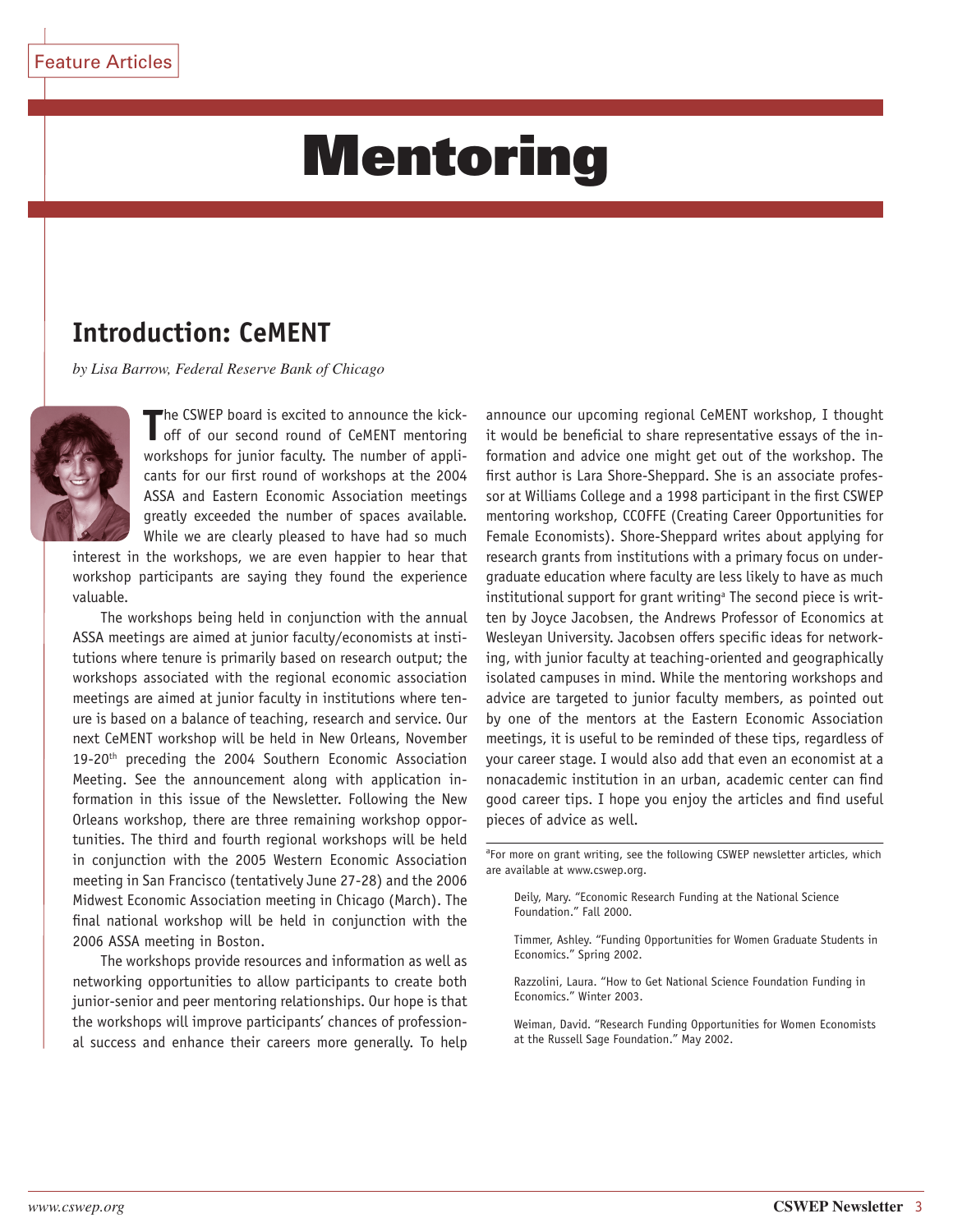Feature Articles

# Mentoring

## Introduction: CeMENT

*by Lisa Barrow, Federal Reserve Bank of Chicago*

The CSWEP board is excited to announce the kick-off of our second round of CeMENT mentoring workshops for junior faculty. The number of applicants for our first round of workshops at the 2004 ASSA and Eastern Economic Association meetings greatly exceeded the number of spaces available. While we are clearly pleased to have had so much interest in the workshops, we are even happier to hear that workshop participants are saying they found the experience valuable.

The workshops being held in conjunction with the annual ASSA meetings are aimed at junior faculty/economists at institutions where tenure is primarily based on research output; the workshops associated with the regional economic association meetings are aimed at junior faculty in institutions where tenure is based on a balance of teaching, research and service. Our next CeMENT workshop will be held in New Orleans, November 19-20th preceding the 2004 Southern Economic Association Meeting. See the announcement along with application information in this issue of the Newsletter. Following the New Orleans workshop, there are three remaining workshop opportunities. The third and fourth regional workshops will be held in conjunction with the 2005 Western Economic Association meeting in San Francisco (tentatively June 27-28) and the 2006 Midwest Economic Association meeting in Chicago (March). The final national workshop will be held in conjunction with the 2006 ASSA meeting in Boston.

The workshops provide resources and information as well as networking opportunities to allow participants to create both junior-senior and peer mentoring relationships. Our hope is that the workshops will improve participants' chances of professional success and enhance their careers more generally. To help announce our upcoming regional CeMENT workshop, I thought it would be beneficial to share representative essays of the information and advice one might get out of the workshop. The first author is Lara Shore-Sheppard. She is an associate professor at Williams College and a 1998 participant in the first CSWEP mentoring workshop, CCOFFE (Creating Career Opportunities for Female Economists). Shore-Sheppard writes about applying for research grants from institutions with a primary focus on undergraduate education where faculty are less likely to have as much institutional support for grant writing[a] The second piece is written by Joyce Jacobsen, the Andrews Professor of Economics at Wesleyan University. Jacobsen offers specific ideas for networking, with junior faculty at teaching-oriented and geographically isolated campuses in mind. While the mentoring workshops and advice are targeted to junior faculty members, as pointed out by one of the mentors at the Eastern Economic Association meetings, it is useful to be reminded of these tips, regardless of your career stage. I would also add that even an economist at a nonacademic institution in an urban, academic center can find good career tips. I hope you enjoy the articles and find useful pieces of advice as well.

---

[a] For more on grant writing, see the following CSWEP newsletter articles, which are available at www.cswep.org.

Deily, Mary. "Economic Research Funding at the National Science Foundation." Fall 2000.

Timmer, Ashley. "Funding Opportunities for Women Graduate Students in Economics." Spring 2002.

Razzolini, Laura. "How to Get National Science Foundation Funding in Economics." Winter 2003.

Weiman, David. "Research Funding Opportunities for Women Economists at the Russell Sage Foundation." May 2002.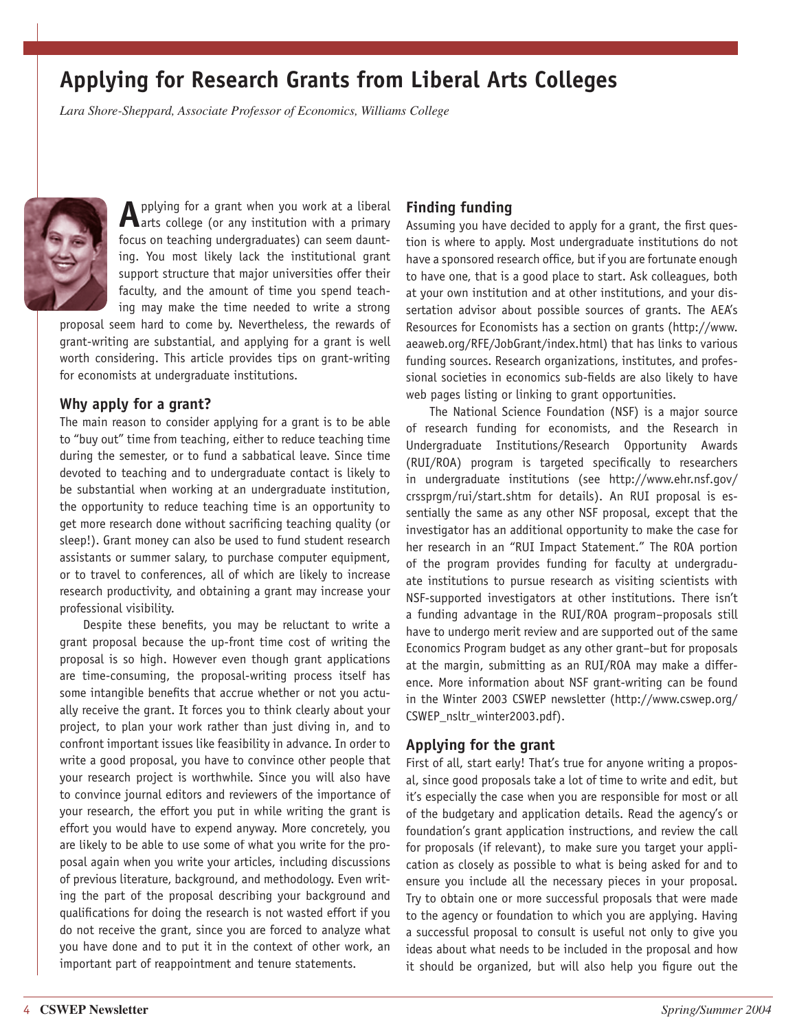# Applying for Research Grants from Liberal Arts Colleges

*Lara Shore-Sheppard, Associate Professor of Economics, Williams College*

Applying for a grant when you work at a liberal arts college (or any institution with a primary focus on teaching undergraduates) can seem daunting. You most likely lack the institutional grant support structure that major universities offer their faculty, and the amount of time you spend teaching may make the time needed to write a strong proposal seem hard to come by. Nevertheless, the rewards of grant-writing are substantial, and applying for a grant is well worth considering. This article provides tips on grant-writing for economists at undergraduate institutions.

### Why apply for a grant?

The main reason to consider applying for a grant is to be able to "buy out" time from teaching, either to reduce teaching time during the semester, or to fund a sabbatical leave. Since time devoted to teaching and to undergraduate contact is likely to be substantial when working at an undergraduate institution, the opportunity to reduce teaching time is an opportunity to get more research done without sacrificing teaching quality (or sleep!). Grant money can also be used to fund student research assistants or summer salary, to purchase computer equipment, or to travel to conferences, all of which are likely to increase research productivity, and obtaining a grant may increase your professional visibility.

Despite these benefits, you may be reluctant to write a grant proposal because the up-front time cost of writing the proposal is so high. However even though grant applications are time-consuming, the proposal-writing process itself has some intangible benefits that accrue whether or not you actually receive the grant. It forces you to think clearly about your project, to plan your work rather than just diving in, and to confront important issues like feasibility in advance. In order to write a good proposal, you have to convince other people that your research project is worthwhile. Since you will also have to convince journal editors and reviewers of the importance of your research, the effort you put in while writing the grant is effort you would have to expend anyway. More concretely, you are likely to be able to use some of what you write for the proposal again when you write your articles, including discussions of previous literature, background, and methodology. Even writing the part of the proposal describing your background and qualifications for doing the research is not wasted effort if you do not receive the grant, since you are forced to analyze what you have done and to put it in the context of other work, an important part of reappointment and tenure statements.

### Finding funding

Assuming you have decided to apply for a grant, the first question is where to apply. Most undergraduate institutions do not have a sponsored research office, but if you are fortunate enough to have one, that is a good place to start. Ask colleagues, both at your own institution and at other institutions, and your dissertation advisor about possible sources of grants. The AEA's Resources for Economists has a section on grants (http://www.aeaweb.org/RFE/JobGrant/index.html) that has links to various funding sources. Research organizations, institutes, and professional societies in economics sub-fields are also likely to have web pages listing or linking to grant opportunities.

The National Science Foundation (NSF) is a major source of research funding for economists, and the Research in Undergraduate Institutions/Research Opportunity Awards (RUI/ROA) program is targeted specifically to researchers in undergraduate institutions (see http://www.ehr.nsf.gov/crssprgm/rui/start.shtm for details). An RUI proposal is essentially the same as any other NSF proposal, except that the investigator has an additional opportunity to make the case for her research in an "RUI Impact Statement." The ROA portion of the program provides funding for faculty at undergraduate institutions to pursue research as visiting scientists with NSF-supported investigators at other institutions. There isn't a funding advantage in the RUI/ROA program–proposals still have to undergo merit review and are supported out of the same Economics Program budget as any other grant–but for proposals at the margin, submitting as an RUI/ROA may make a difference. More information about NSF grant-writing can be found in the Winter 2003 CSWEP newsletter (http://www.cswep.org/CSWEP_nsltr_winter2003.pdf).

### Applying for the grant

First of all, start early! That's true for anyone writing a proposal, since good proposals take a lot of time to write and edit, but it's especially the case when you are responsible for most or all of the budgetary and application details. Read the agency's or foundation's grant application instructions, and review the call for proposals (if relevant), to make sure you target your application as closely as possible to what is being asked for and to ensure you include all the necessary pieces in your proposal. Try to obtain one or more successful proposals that were made to the agency or foundation to which you are applying. Having a successful proposal to consult is useful not only to give you ideas about what needs to be included in the proposal and how it should be organized, but will also help you figure out the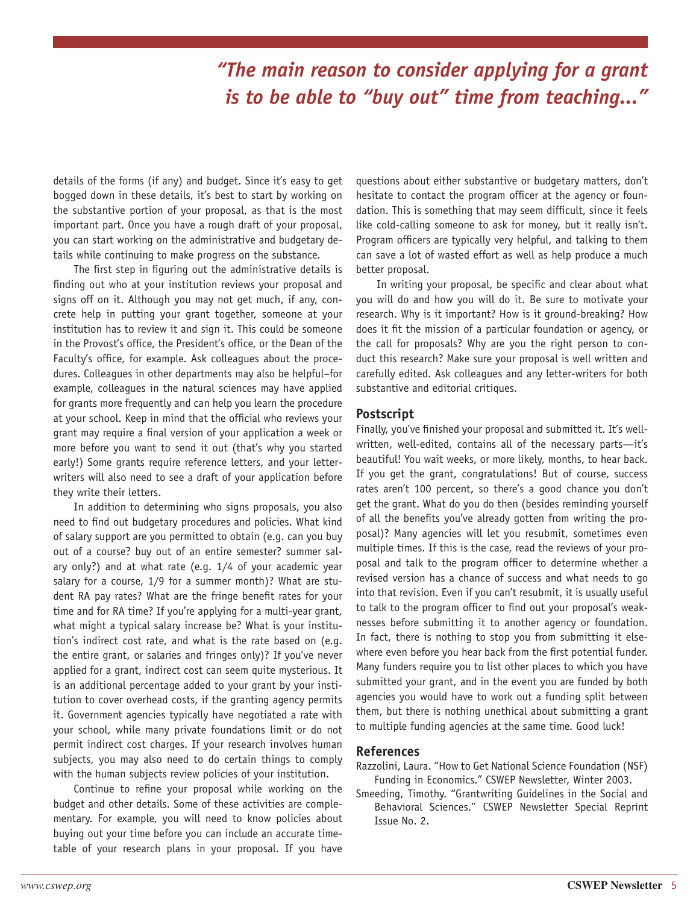*"The main reason to consider applying for a grant is to be able to "buy out" time from teaching..."*

details of the forms (if any) and budget. Since it's easy to get bogged down in these details, it's best to start by working on the substantive portion of your proposal, as that is the most important part. Once you have a rough draft of your proposal, you can start working on the administrative and budgetary details while continuing to make progress on the substance.

The first step in figuring out the administrative details is finding out who at your institution reviews your proposal and signs off on it. Although you may not get much, if any, concrete help in putting your grant together, someone at your institution has to review it and sign it. This could be someone in the Provost's office, the President's office, or the Dean of the Faculty's office, for example. Ask colleagues about the procedures. Colleagues in other departments may also be helpful–for example, colleagues in the natural sciences may have applied for grants more frequently and can help you learn the procedure at your school. Keep in mind that the official who reviews your grant may require a final version of your application a week or more before you want to send it out (that's why you started early!) Some grants require reference letters, and your letter-writers will also need to see a draft of your application before they write their letters.

In addition to determining who signs proposals, you also need to find out budgetary procedures and policies. What kind of salary support are you permitted to obtain (e.g. can you buy out of a course? buy out of an entire semester? summer salary only?) and at what rate (e.g. 1/4 of your academic year salary for a course, 1/9 for a summer month)? What are student RA pay rates? What are the fringe benefit rates for your time and for RA time? If you're applying for a multi-year grant, what might a typical salary increase be? What is your institution's indirect cost rate, and what is the rate based on (e.g. the entire grant, or salaries and fringes only)? If you've never applied for a grant, indirect cost can seem quite mysterious. It is an additional percentage added to your grant by your institution to cover overhead costs, if the granting agency permits it. Government agencies typically have negotiated a rate with your school, while many private foundations limit or do not permit indirect cost charges. If your research involves human subjects, you may also need to do certain things to comply with the human subjects review policies of your institution.

Continue to refine your proposal while working on the budget and other details. Some of these activities are complementary. For example, you will need to know policies about buying out your time before you can include an accurate timetable of your research plans in your proposal. If you have questions about either substantive or budgetary matters, don't hesitate to contact the program officer at the agency or foundation. This is something that may seem difficult, since it feels like cold-calling someone to ask for money, but it really isn't. Program officers are typically very helpful, and talking to them can save a lot of wasted effort as well as help produce a much better proposal.

In writing your proposal, be specific and clear about what you will do and how you will do it. Be sure to motivate your research. Why is it important? How is it ground-breaking? How does it fit the mission of a particular foundation or agency, or the call for proposals? Why are you the right person to conduct this research? Make sure your proposal is well written and carefully edited. Ask colleagues and any letter-writers for both substantive and editorial critiques.

## Postscript

Finally, you've finished your proposal and submitted it. It's well-written, well-edited, contains all of the necessary parts—it's beautiful! You wait weeks, or more likely, months, to hear back. If you get the grant, congratulations! But of course, success rates aren't 100 percent, so there's a good chance you don't get the grant. What do you do then (besides reminding yourself of all the benefits you've already gotten from writing the proposal)? Many agencies will let you resubmit, sometimes even multiple times. If this is the case, read the reviews of your proposal and talk to the program officer to determine whether a revised version has a chance of success and what needs to go into that revision. Even if you can't resubmit, it is usually useful to talk to the program officer to find out your proposal's weaknesses before submitting it to another agency or foundation. In fact, there is nothing to stop you from submitting it elsewhere even before you hear back from the first potential funder. Many funders require you to list other places to which you have submitted your grant, and in the event you are funded by both agencies you would have to work out a funding split between them, but there is nothing unethical about submitting a grant to multiple funding agencies at the same time. Good luck!

## References

Razzolini, Laura. "How to Get National Science Foundation (NSF) Funding in Economics." CSWEP Newsletter, Winter 2003.

Smeeding, Timothy. "Grantwriting Guidelines in the Social and Behavioral Sciences." CSWEP Newsletter Special Reprint Issue No. 2.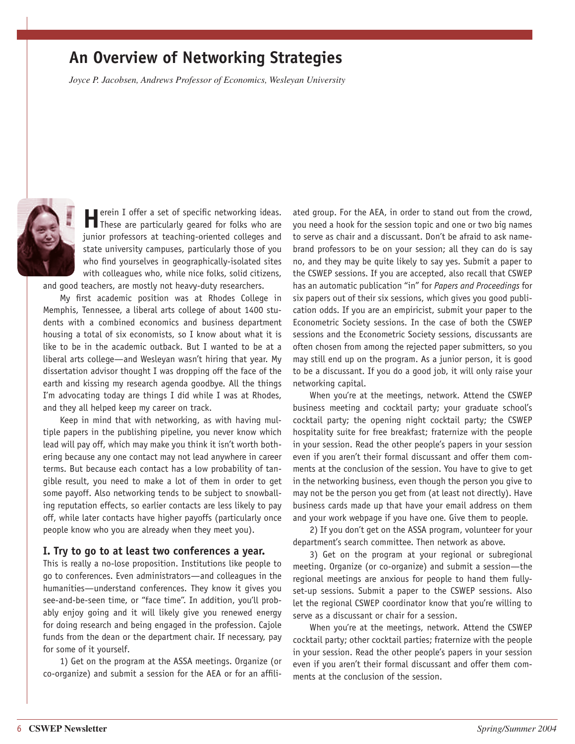# An Overview of Networking Strategies

*Joyce P. Jacobsen, Andrews Professor of Economics, Wesleyan University*

Herein I offer a set of specific networking ideas. These are particularly geared for folks who are junior professors at teaching-oriented colleges and state university campuses, particularly those of you who find yourselves in geographically-isolated sites with colleagues who, while nice folks, solid citizens, and good teachers, are mostly not heavy-duty researchers.

My first academic position was at Rhodes College in Memphis, Tennessee, a liberal arts college of about 1400 students with a combined economics and business department housing a total of six economists, so I know about what it is like to be in the academic outback. But I wanted to be at a liberal arts college—and Wesleyan wasn't hiring that year. My dissertation advisor thought I was dropping off the face of the earth and kissing my research agenda goodbye. All the things I'm advocating today are things I did while I was at Rhodes, and they all helped keep my career on track.

Keep in mind that with networking, as with having multiple papers in the publishing pipeline, you never know which lead will pay off, which may make you think it isn't worth bothering because any one contact may not lead anywhere in career terms. But because each contact has a low probability of tangible result, you need to make a lot of them in order to get some payoff. Also networking tends to be subject to snowballing reputation effects, so earlier contacts are less likely to pay off, while later contacts have higher payoffs (particularly once people know who you are already when they meet you).

### I. Try to go to at least two conferences a year.

This is really a no-lose proposition. Institutions like people to go to conferences. Even administrators—and colleagues in the humanities—understand conferences. They know it gives you see-and-be-seen time, or "face time". In addition, you'll probably enjoy going and it will likely give you renewed energy for doing research and being engaged in the profession. Cajole funds from the dean or the department chair. If necessary, pay for some of it yourself.

1) Get on the program at the ASSA meetings. Organize (or co-organize) and submit a session for the AEA or for an affiliated group. For the AEA, in order to stand out from the crowd, you need a hook for the session topic and one or two big names to serve as chair and a discussant. Don't be afraid to ask name-brand professors to be on your session; all they can do is say no, and they may be quite likely to say yes. Submit a paper to the CSWEP sessions. If you are accepted, also recall that CSWEP has an automatic publication "in" for *Papers and Proceedings* for six papers out of their six sessions, which gives you good publication odds. If you are an empiricist, submit your paper to the Econometric Society sessions. In the case of both the CSWEP sessions and the Econometric Society sessions, discussants are often chosen from among the rejected paper submitters, so you may still end up on the program. As a junior person, it is good to be a discussant. If you do a good job, it will only raise your networking capital.

When you're at the meetings, network. Attend the CSWEP business meeting and cocktail party; your graduate school's cocktail party; the opening night cocktail party; the CSWEP hospitality suite for free breakfast; fraternize with the people in your session. Read the other people's papers in your session even if you aren't their formal discussant and offer them comments at the conclusion of the session. You have to give to get in the networking business, even though the person you give to may not be the person you get from (at least not directly). Have business cards made up that have your email address on them and your work webpage if you have one. Give them to people.

2) If you don't get on the ASSA program, volunteer for your department's search committee. Then network as above.

3) Get on the program at your regional or subregional meeting. Organize (or co-organize) and submit a session—the regional meetings are anxious for people to hand them fully-set-up sessions. Submit a paper to the CSWEP sessions. Also let the regional CSWEP coordinator know that you're willing to serve as a discussant or chair for a session.

When you're at the meetings, network. Attend the CSWEP cocktail party; other cocktail parties; fraternize with the people in your session. Read the other people's papers in your session even if you aren't their formal discussant and offer them comments at the conclusion of the session.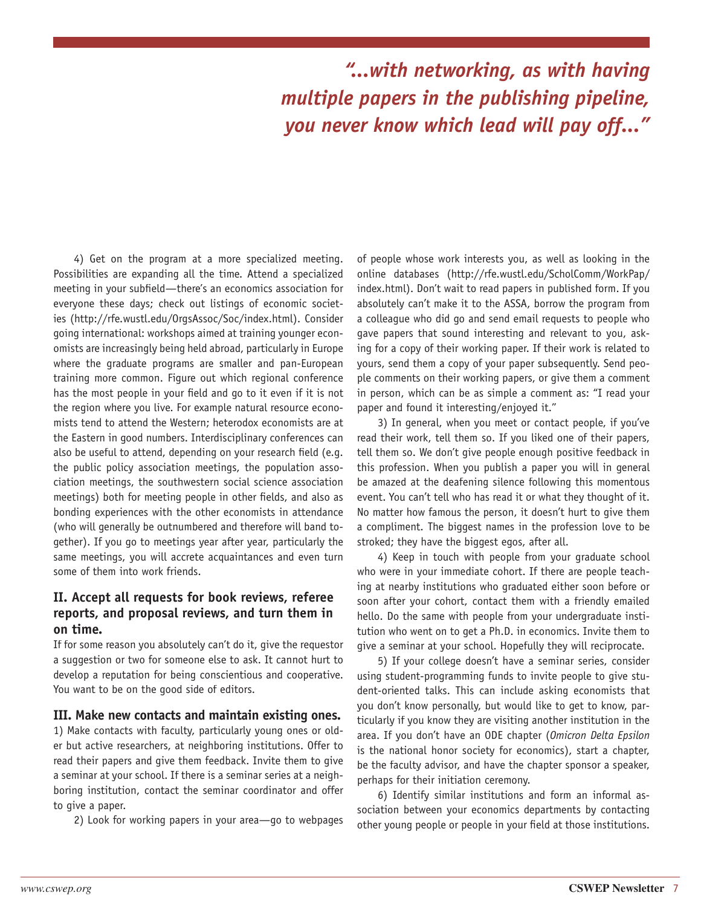*"...with networking, as with having multiple papers in the publishing pipeline, you never know which lead will pay off..."*

4) Get on the program at a more specialized meeting. Possibilities are expanding all the time. Attend a specialized meeting in your subfield—there's an economics association for everyone these days; check out listings of economic societies (http://rfe.wustl.edu/OrgsAssoc/Soc/index.html). Consider going international: workshops aimed at training younger economists are increasingly being held abroad, particularly in Europe where the graduate programs are smaller and pan-European training more common. Figure out which regional conference has the most people in your field and go to it even if it is not the region where you live. For example natural resource economists tend to attend the Western; heterodox economists are at the Eastern in good numbers. Interdisciplinary conferences can also be useful to attend, depending on your research field (e.g. the public policy association meetings, the population association meetings, the southwestern social science association meetings) both for meeting people in other fields, and also as bonding experiences with the other economists in attendance (who will generally be outnumbered and therefore will band together). If you go to meetings year after year, particularly the same meetings, you will accrete acquaintances and even turn some of them into work friends.

### II. Accept all requests for book reviews, referee reports, and proposal reviews, and turn them in on time.

If for some reason you absolutely can't do it, give the requestor a suggestion or two for someone else to ask. It cannot hurt to develop a reputation for being conscientious and cooperative. You want to be on the good side of editors.

### III. Make new contacts and maintain existing ones.

1) Make contacts with faculty, particularly young ones or older but active researchers, at neighboring institutions. Offer to read their papers and give them feedback. Invite them to give a seminar at your school. If there is a seminar series at a neighboring institution, contact the seminar coordinator and offer to give a paper.

2) Look for working papers in your area—go to webpages of people whose work interests you, as well as looking in the online databases (http://rfe.wustl.edu/ScholComm/WorkPap/index.html). Don't wait to read papers in published form. If you absolutely can't make it to the ASSA, borrow the program from a colleague who did go and send email requests to people who gave papers that sound interesting and relevant to you, asking for a copy of their working paper. If their work is related to yours, send them a copy of your paper subsequently. Send people comments on their working papers, or give them a comment in person, which can be as simple a comment as: "I read your paper and found it interesting/enjoyed it."

3) In general, when you meet or contact people, if you've read their work, tell them so. If you liked one of their papers, tell them so. We don't give people enough positive feedback in this profession. When you publish a paper you will in general be amazed at the deafening silence following this momentous event. You can't tell who has read it or what they thought of it. No matter how famous the person, it doesn't hurt to give them a compliment. The biggest names in the profession love to be stroked; they have the biggest egos, after all.

4) Keep in touch with people from your graduate school who were in your immediate cohort. If there are people teaching at nearby institutions who graduated either soon before or soon after your cohort, contact them with a friendly emailed hello. Do the same with people from your undergraduate institution who went on to get a Ph.D. in economics. Invite them to give a seminar at your school. Hopefully they will reciprocate.

5) If your college doesn't have a seminar series, consider using student-programming funds to invite people to give student-oriented talks. This can include asking economists that you don't know personally, but would like to get to know, particularly if you know they are visiting another institution in the area. If you don't have an ODE chapter (*Omicron Delta Epsilon* is the national honor society for economics), start a chapter, be the faculty advisor, and have the chapter sponsor a speaker, perhaps for their initiation ceremony.

6) Identify similar institutions and form an informal association between your economics departments by contacting other young people or people in your field at those institutions.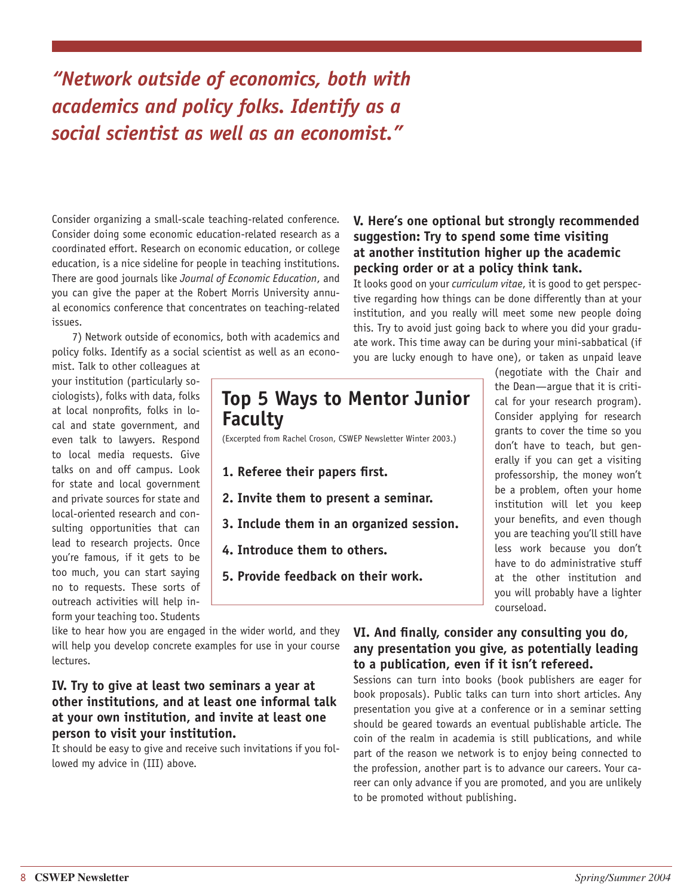*"Network outside of economics, both with academics and policy folks. Identify as a social scientist as well as an economist."*

Consider organizing a small-scale teaching-related conference. Consider doing some economic education-related research as a coordinated effort. Research on economic education, or college education, is a nice sideline for people in teaching institutions. There are good journals like *Journal of Economic Education*, and you can give the paper at the Robert Morris University annual economics conference that concentrates on teaching-related issues.

7) Network outside of economics, both with academics and policy folks. Identify as a social scientist as well as an economist. Talk to other colleagues at your institution (particularly sociologists), folks with data, folks at local nonprofits, folks in local and state government, and even talk to lawyers. Respond to local media requests. Give talks on and off campus. Look for state and local government and private sources for state and local-oriented research and consulting opportunities that can lead to research projects. Once you're famous, if it gets to be too much, you can start saying no to requests. These sorts of outreach activities will help inform your teaching too. Students like to hear how you are engaged in the wider world, and they will help you develop concrete examples for use in your course lectures.

### IV. Try to give at least two seminars a year at other institutions, and at least one informal talk at your own institution, and invite at least one person to visit your institution.

It should be easy to give and receive such invitations if you followed my advice in (III) above.

## Top 5 Ways to Mentor Junior Faculty

(Excerpted from Rachel Croson, CSWEP Newsletter Winter 2003.)

1. **Referee their papers first.**
2. **Invite them to present a seminar.**
3. **Include them in an organized session.**
4. **Introduce them to others.**
5. **Provide feedback on their work.**

### V. Here's one optional but strongly recommended suggestion: Try to spend some time visiting at another institution higher up the academic pecking order or at a policy think tank.

It looks good on your *curriculum vitae*, it is good to get perspective regarding how things can be done differently than at your institution, and you really will meet some new people doing this. Try to avoid just going back to where you did your graduate work. This time away can be during your mini-sabbatical (if you are lucky enough to have one), or taken as unpaid leave (negotiate with the Chair and the Dean—argue that it is critical for your research program). Consider applying for research grants to cover the time so you don't have to teach, but generally if you can get a visiting professorship, the money won't be a problem, often your home institution will let you keep your benefits, and even though you are teaching you'll still have less work because you don't have to do administrative stuff at the other institution and you will probably have a lighter courseload.

### VI. And finally, consider any consulting you do, any presentation you give, as potentially leading to a publication, even if it isn't refereed.

Sessions can turn into books (book publishers are eager for book proposals). Public talks can turn into short articles. Any presentation you give at a conference or in a seminar setting should be geared towards an eventual publishable article. The coin of the realm in academia is still publications, and while part of the reason we network is to enjoy being connected to the profession, another part is to advance our careers. Your career can only advance if you are promoted, and you are unlikely to be promoted without publishing.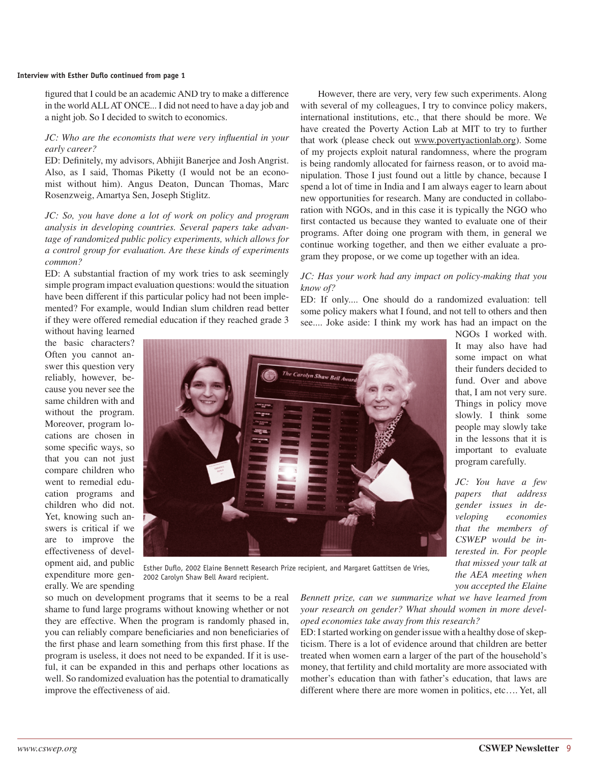**Interview with Esther Duflo continued from page 1**

figured that I could be an academic AND try to make a difference in the world ALL AT ONCE... I did not need to have a day job and a night job. So I decided to switch to economics.

*JC: Who are the economists that were very influential in your early career?*

ED: Definitely, my advisors, Abhijit Banerjee and Josh Angrist. Also, as I said, Thomas Piketty (I would not be an economist without him). Angus Deaton, Duncan Thomas, Marc Rosenzweig, Amartya Sen, Joseph Stiglitz.

*JC: So, you have done a lot of work on policy and program analysis in developing countries. Several papers take advantage of randomized public policy experiments, which allows for a control group for evaluation. Are these kinds of experiments common?*

ED: A substantial fraction of my work tries to ask seemingly simple program impact evaluation questions: would the situation have been different if this particular policy had not been implemented? For example, would Indian slum children read better if they were offered remedial education if they reached grade 3 without having learned the basic characters? Often you cannot answer this question very reliably, however, because you never see the same children with and without the program. Moreover, program locations are chosen in some specific ways, so that you can not just compare children who went to remedial education programs and children who did not. Yet, knowing such answers is critical if we are to improve the effectiveness of development aid, and public expenditure more generally. We are spending so much on development programs that it seems to be a real shame to fund large programs without knowing whether or not they are effective. When the program is randomly phased in, you can reliably compare beneficiaries and non beneficiaries of the first phase and learn something from this first phase. If the program is useless, it does not need to be expanded. If it is useful, it can be expanded in this and perhaps other locations as well. So randomized evaluation has the potential to dramatically improve the effectiveness of aid.

Esther Duflo, 2002 Elaine Bennett Research Prize recipient, and Margaret Gattitsen de Vries, 2002 Carolyn Shaw Bell Award recipient.

However, there are very, very few such experiments. Along with several of my colleagues, I try to convince policy makers, international institutions, etc., that there should be more. We have created the Poverty Action Lab at MIT to try to further that work (please check out www.povertyactionlab.org). Some of my projects exploit natural randomness, where the program is being randomly allocated for fairness reason, or to avoid manipulation. Those I just found out a little by chance, because I spend a lot of time in India and I am always eager to learn about new opportunities for research. Many are conducted in collaboration with NGOs, and in this case it is typically the NGO who first contacted us because they wanted to evaluate one of their programs. After doing one program with them, in general we continue working together, and then we either evaluate a program they propose, or we come up together with an idea.

*JC: Has your work had any impact on policy-making that you know of?*

ED: If only.... One should do a randomized evaluation: tell some policy makers what I found, and not tell to others and then see.... Joke aside: I think my work has had an impact on the NGOs I worked with. It may also have had some impact on what their funders decided to fund. Over and above that, I am not very sure. Things in policy move slowly. I think some people may slowly take in the lessons that it is important to evaluate program carefully.

*JC: You have a few papers that address gender issues in developing economies that the members of CSWEP would be interested in. For people that missed your talk at the AEA meeting when you accepted the Elaine Bennett prize, can we summarize what we have learned from your research on gender? What should women in more developed economies take away from this research?*

ED: I started working on gender issue with a healthy dose of skepticism. There is a lot of evidence around that children are better treated when women earn a larger of the part of the household's money, that fertility and child mortality are more associated with mother's education than with father's education, that laws are different where there are more women in politics, etc…. Yet, all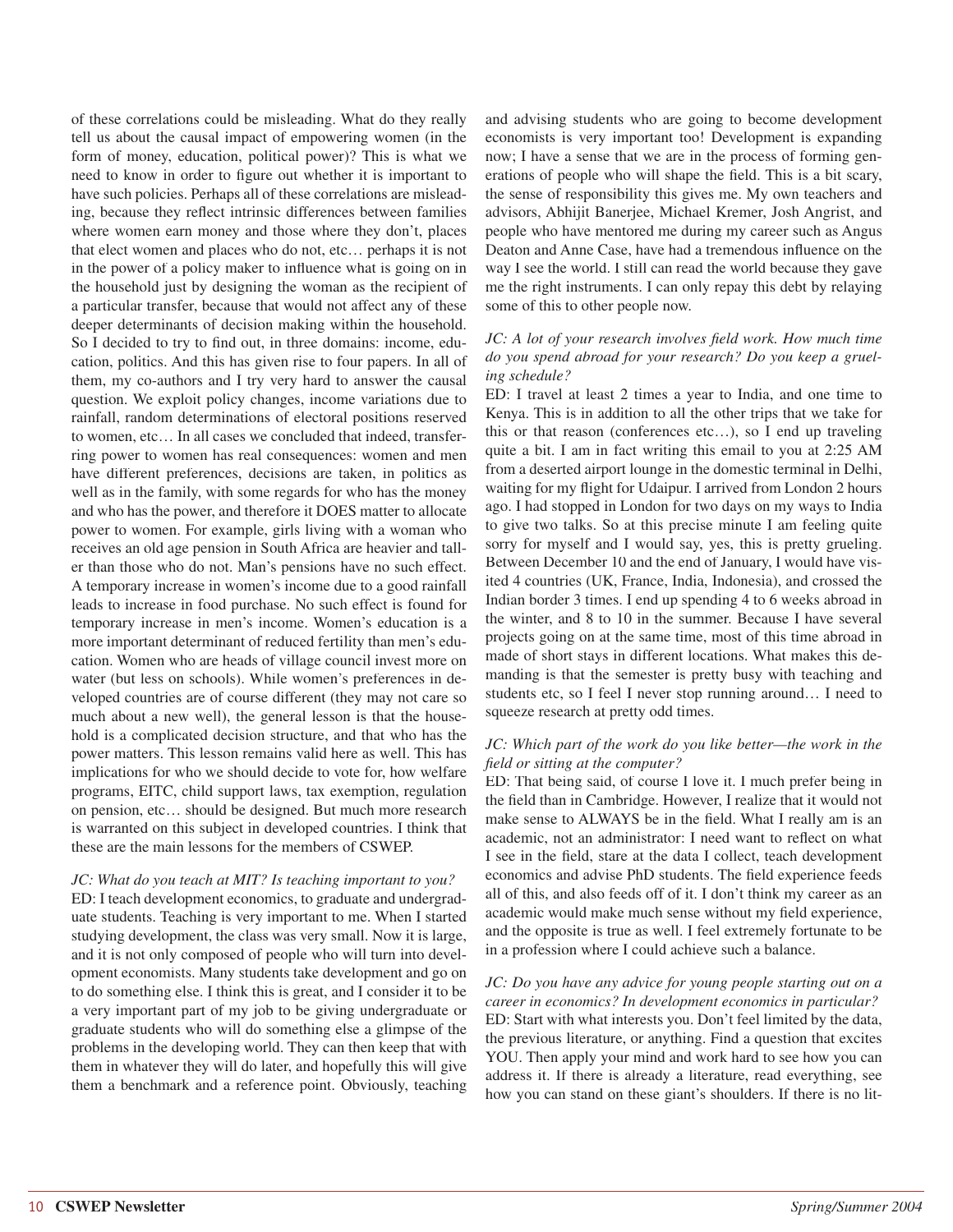of these correlations could be misleading. What do they really tell us about the causal impact of empowering women (in the form of money, education, political power)? This is what we need to know in order to figure out whether it is important to have such policies. Perhaps all of these correlations are misleading, because they reflect intrinsic differences between families where women earn money and those where they don't, places that elect women and places who do not, etc… perhaps it is not in the power of a policy maker to influence what is going on in the household just by designing the woman as the recipient of a particular transfer, because that would not affect any of these deeper determinants of decision making within the household. So I decided to try to find out, in three domains: income, education, politics. And this has given rise to four papers. In all of them, my co-authors and I try very hard to answer the causal question. We exploit policy changes, income variations due to rainfall, random determinations of electoral positions reserved to women, etc… In all cases we concluded that indeed, transferring power to women has real consequences: women and men have different preferences, decisions are taken, in politics as well as in the family, with some regards for who has the money and who has the power, and therefore it DOES matter to allocate power to women. For example, girls living with a woman who receives an old age pension in South Africa are heavier and taller than those who do not. Man's pensions have no such effect. A temporary increase in women's income due to a good rainfall leads to increase in food purchase. No such effect is found for temporary increase in men's income. Women's education is a more important determinant of reduced fertility than men's education. Women who are heads of village council invest more on water (but less on schools). While women's preferences in developed countries are of course different (they may not care so much about a new well), the general lesson is that the household is a complicated decision structure, and that who has the power matters. This lesson remains valid here as well. This has implications for who we should decide to vote for, how welfare programs, EITC, child support laws, tax exemption, regulation on pension, etc… should be designed. But much more research is warranted on this subject in developed countries. I think that these are the main lessons for the members of CSWEP.

*JC: What do you teach at MIT? Is teaching important to you?*

ED: I teach development economics, to graduate and undergraduate students. Teaching is very important to me. When I started studying development, the class was very small. Now it is large, and it is not only composed of people who will turn into development economists. Many students take development and go on to do something else. I think this is great, and I consider it to be a very important part of my job to be giving undergraduate or graduate students who will do something else a glimpse of the problems in the developing world. They can then keep that with them in whatever they will do later, and hopefully this will give them a benchmark and a reference point. Obviously, teaching and advising students who are going to become development economists is very important too! Development is expanding now; I have a sense that we are in the process of forming generations of people who will shape the field. This is a bit scary, the sense of responsibility this gives me. My own teachers and advisors, Abhijit Banerjee, Michael Kremer, Josh Angrist, and people who have mentored me during my career such as Angus Deaton and Anne Case, have had a tremendous influence on the way I see the world. I still can read the world because they gave me the right instruments. I can only repay this debt by relaying some of this to other people now.

*JC: A lot of your research involves field work. How much time do you spend abroad for your research? Do you keep a grueling schedule?*

ED: I travel at least 2 times a year to India, and one time to Kenya. This is in addition to all the other trips that we take for this or that reason (conferences etc…), so I end up traveling quite a bit. I am in fact writing this email to you at 2:25 AM from a deserted airport lounge in the domestic terminal in Delhi, waiting for my flight for Udaipur. I arrived from London 2 hours ago. I had stopped in London for two days on my ways to India to give two talks. So at this precise minute I am feeling quite sorry for myself and I would say, yes, this is pretty grueling. Between December 10 and the end of January, I would have visited 4 countries (UK, France, India, Indonesia), and crossed the Indian border 3 times. I end up spending 4 to 6 weeks abroad in the winter, and 8 to 10 in the summer. Because I have several projects going on at the same time, most of this time abroad in made of short stays in different locations. What makes this demanding is that the semester is pretty busy with teaching and students etc, so I feel I never stop running around… I need to squeeze research at pretty odd times.

*JC: Which part of the work do you like better—the work in the field or sitting at the computer?*

ED: That being said, of course I love it. I much prefer being in the field than in Cambridge. However, I realize that it would not make sense to ALWAYS be in the field. What I really am is an academic, not an administrator: I need want to reflect on what I see in the field, stare at the data I collect, teach development economics and advise PhD students. The field experience feeds all of this, and also feeds off of it. I don't think my career as an academic would make much sense without my field experience, and the opposite is true as well. I feel extremely fortunate to be in a profession where I could achieve such a balance.

*JC: Do you have any advice for young people starting out on a career in economics? In development economics in particular?*

ED: Start with what interests you. Don't feel limited by the data, the previous literature, or anything. Find a question that excites YOU. Then apply your mind and work hard to see how you can address it. If there is already a literature, read everything, see how you can stand on these giant's shoulders. If there is no lit-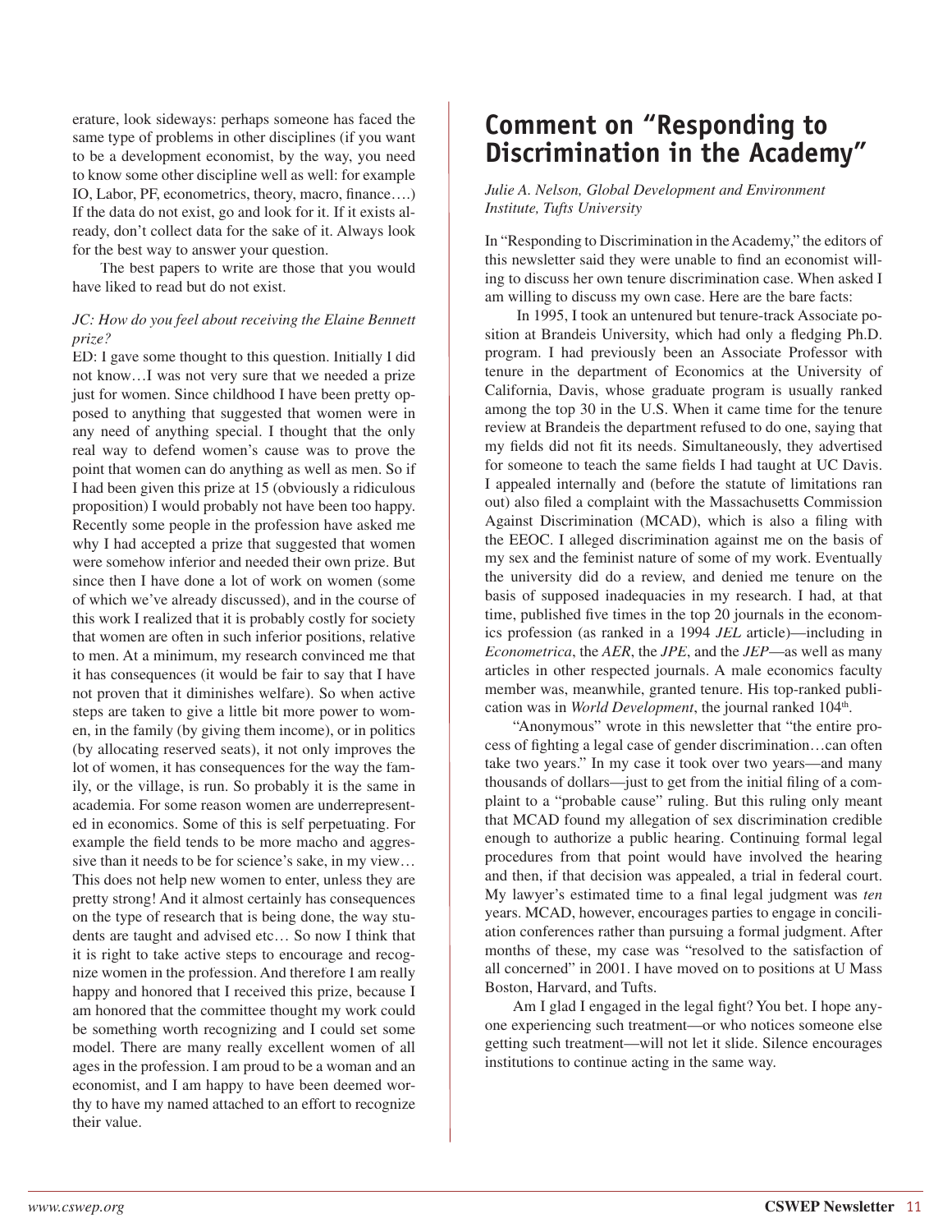erature, look sideways: perhaps someone has faced the same type of problems in other disciplines (if you want to be a development economist, by the way, you need to know some other discipline well as well: for example IO, Labor, PF, econometrics, theory, macro, finance….) If the data do not exist, go and look for it. If it exists already, don't collect data for the sake of it. Always look for the best way to answer your question.

The best papers to write are those that you would have liked to read but do not exist.

*JC: How do you feel about receiving the Elaine Bennett prize?*

ED: I gave some thought to this question. Initially I did not know…I was not very sure that we needed a prize just for women. Since childhood I have been pretty opposed to anything that suggested that women were in any need of anything special. I thought that the only real way to defend women's cause was to prove the point that women can do anything as well as men. So if I had been given this prize at 15 (obviously a ridiculous proposition) I would probably not have been too happy. Recently some people in the profession have asked me why I had accepted a prize that suggested that women were somehow inferior and needed their own prize. But since then I have done a lot of work on women (some of which we've already discussed), and in the course of this work I realized that it is probably costly for society that women are often in such inferior positions, relative to men. At a minimum, my research convinced me that it has consequences (it would be fair to say that I have not proven that it diminishes welfare). So when active steps are taken to give a little bit more power to women, in the family (by giving them income), or in politics (by allocating reserved seats), it not only improves the lot of women, it has consequences for the way the family, or the village, is run. So probably it is the same in academia. For some reason women are underrepresented in economics. Some of this is self perpetuating. For example the field tends to be more macho and aggressive than it needs to be for science's sake, in my view… This does not help new women to enter, unless they are pretty strong! And it almost certainly has consequences on the type of research that is being done, the way students are taught and advised etc… So now I think that it is right to take active steps to encourage and recognize women in the profession. And therefore I am really happy and honored that I received this prize, because I am honored that the committee thought my work could be something worth recognizing and I could set some model. There are many really excellent women of all ages in the profession. I am proud to be a woman and an economist, and I am happy to have been deemed worthy to have my named attached to an effort to recognize their value.

# Comment on "Responding to Discrimination in the Academy"

*Julie A. Nelson, Global Development and Environment Institute, Tufts University*

In "Responding to Discrimination in the Academy," the editors of this newsletter said they were unable to find an economist willing to discuss her own tenure discrimination case. When asked I am willing to discuss my own case. Here are the bare facts:

In 1995, I took an untenured but tenure-track Associate position at Brandeis University, which had only a fledging Ph.D. program. I had previously been an Associate Professor with tenure in the department of Economics at the University of California, Davis, whose graduate program is usually ranked among the top 30 in the U.S. When it came time for the tenure review at Brandeis the department refused to do one, saying that my fields did not fit its needs. Simultaneously, they advertised for someone to teach the same fields I had taught at UC Davis. I appealed internally and (before the statute of limitations ran out) also filed a complaint with the Massachusetts Commission Against Discrimination (MCAD), which is also a filing with the EEOC. I alleged discrimination against me on the basis of my sex and the feminist nature of some of my work. Eventually the university did do a review, and denied me tenure on the basis of supposed inadequacies in my research. I had, at that time, published five times in the top 20 journals in the economics profession (as ranked in a 1994 *JEL* article)—including in *Econometrica*, the *AER*, the *JPE*, and the *JEP*—as well as many articles in other respected journals. A male economics faculty member was, meanwhile, granted tenure. His top-ranked publication was in *World Development*, the journal ranked 104th.

"Anonymous" wrote in this newsletter that "the entire process of fighting a legal case of gender discrimination…can often take two years." In my case it took over two years—and many thousands of dollars—just to get from the initial filing of a complaint to a "probable cause" ruling. But this ruling only meant that MCAD found my allegation of sex discrimination credible enough to authorize a public hearing. Continuing formal legal procedures from that point would have involved the hearing and then, if that decision was appealed, a trial in federal court. My lawyer's estimated time to a final legal judgment was *ten* years. MCAD, however, encourages parties to engage in conciliation conferences rather than pursuing a formal judgment. After months of these, my case was "resolved to the satisfaction of all concerned" in 2001. I have moved on to positions at U Mass Boston, Harvard, and Tufts.

Am I glad I engaged in the legal fight? You bet. I hope anyone experiencing such treatment—or who notices someone else getting such treatment—will not let it slide. Silence encourages institutions to continue acting in the same way.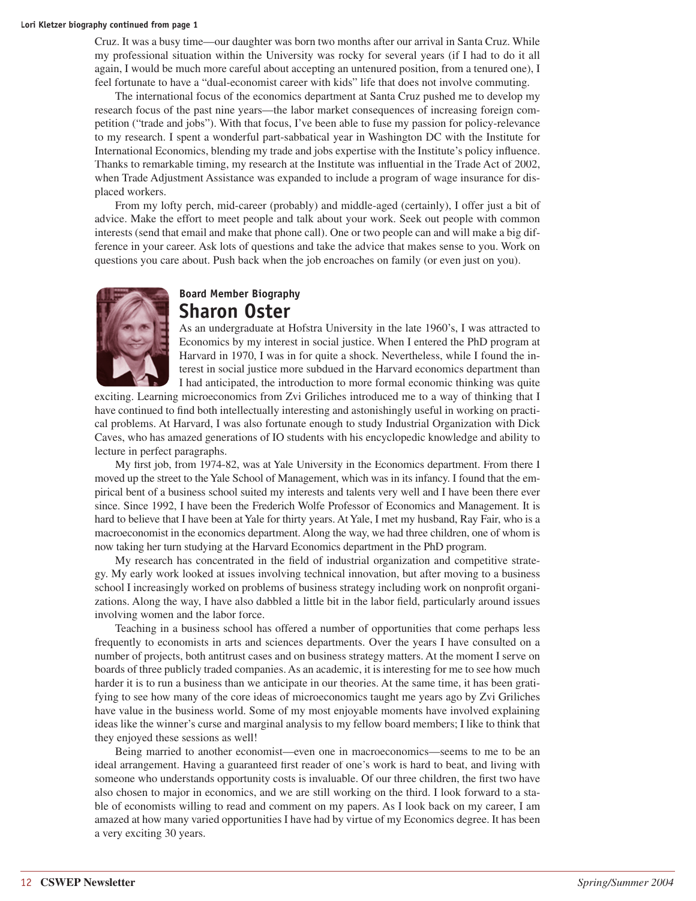Lori Kletzer biography continued from page 1

Cruz. It was a busy time—our daughter was born two months after our arrival in Santa Cruz. While my professional situation within the University was rocky for several years (if I had to do it all again, I would be much more careful about accepting an untenured position, from a tenured one), I feel fortunate to have a "dual-economist career with kids" life that does not involve commuting.

The international focus of the economics department at Santa Cruz pushed me to develop my research focus of the past nine years—the labor market consequences of increasing foreign competition ("trade and jobs"). With that focus, I've been able to fuse my passion for policy-relevance to my research. I spent a wonderful part-sabbatical year in Washington DC with the Institute for International Economics, blending my trade and jobs expertise with the Institute's policy influence. Thanks to remarkable timing, my research at the Institute was influential in the Trade Act of 2002, when Trade Adjustment Assistance was expanded to include a program of wage insurance for displaced workers.

From my lofty perch, mid-career (probably) and middle-aged (certainly), I offer just a bit of advice. Make the effort to meet people and talk about your work. Seek out people with common interests (send that email and make that phone call). One or two people can and will make a big difference in your career. Ask lots of questions and take the advice that makes sense to you. Work on questions you care about. Push back when the job encroaches on family (or even just on you).

**Board Member Biography**

## Sharon Oster

As an undergraduate at Hofstra University in the late 1960's, I was attracted to Economics by my interest in social justice. When I entered the PhD program at Harvard in 1970, I was in for quite a shock. Nevertheless, while I found the interest in social justice more subdued in the Harvard economics department than I had anticipated, the introduction to more formal economic thinking was quite exciting. Learning microeconomics from Zvi Griliches introduced me to a way of thinking that I have continued to find both intellectually interesting and astonishingly useful in working on practical problems. At Harvard, I was also fortunate enough to study Industrial Organization with Dick Caves, who has amazed generations of IO students with his encyclopedic knowledge and ability to lecture in perfect paragraphs.

My first job, from 1974-82, was at Yale University in the Economics department. From there I moved up the street to the Yale School of Management, which was in its infancy. I found that the empirical bent of a business school suited my interests and talents very well and I have been there ever since. Since 1992, I have been the Frederich Wolfe Professor of Economics and Management. It is hard to believe that I have been at Yale for thirty years. At Yale, I met my husband, Ray Fair, who is a macroeconomist in the economics department. Along the way, we had three children, one of whom is now taking her turn studying at the Harvard Economics department in the PhD program.

My research has concentrated in the field of industrial organization and competitive strategy. My early work looked at issues involving technical innovation, but after moving to a business school I increasingly worked on problems of business strategy including work on nonprofit organizations. Along the way, I have also dabbled a little bit in the labor field, particularly around issues involving women and the labor force.

Teaching in a business school has offered a number of opportunities that come perhaps less frequently to economists in arts and sciences departments. Over the years I have consulted on a number of projects, both antitrust cases and on business strategy matters. At the moment I serve on boards of three publicly traded companies. As an academic, it is interesting for me to see how much harder it is to run a business than we anticipate in our theories. At the same time, it has been gratifying to see how many of the core ideas of microeconomics taught me years ago by Zvi Griliches have value in the business world. Some of my most enjoyable moments have involved explaining ideas like the winner's curse and marginal analysis to my fellow board members; I like to think that they enjoyed these sessions as well!

Being married to another economist—even one in macroeconomics—seems to me to be an ideal arrangement. Having a guaranteed first reader of one's work is hard to beat, and living with someone who understands opportunity costs is invaluable. Of our three children, the first two have also chosen to major in economics, and we are still working on the third. I look forward to a stable of economists willing to read and comment on my papers. As I look back on my career, I am amazed at how many varied opportunities I have had by virtue of my Economics degree. It has been a very exciting 30 years.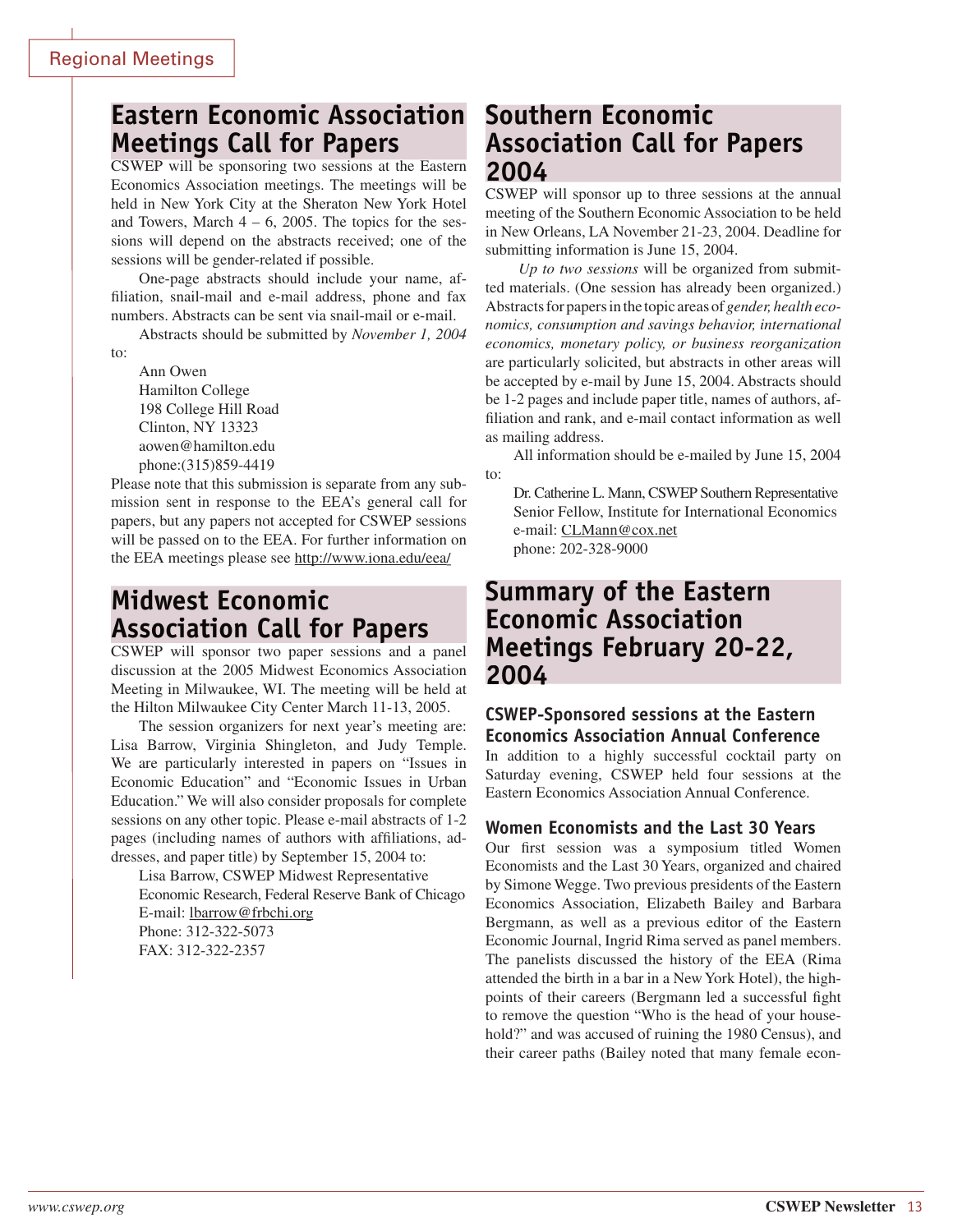# Eastern Economic Association Meetings Call for Papers

CSWEP will be sponsoring two sessions at the Eastern Economics Association meetings. The meetings will be held in New York City at the Sheraton New York Hotel and Towers, March 4 – 6, 2005. The topics for the sessions will depend on the abstracts received; one of the sessions will be gender-related if possible.

One-page abstracts should include your name, affiliation, snail-mail and e-mail address, phone and fax numbers. Abstracts can be sent via snail-mail or e-mail.

Abstracts should be submitted by *November 1, 2004* to:

Ann Owen
Hamilton College
198 College Hill Road
Clinton, NY 13323
aowen@hamilton.edu
phone:(315)859-4419

Please note that this submission is separate from any submission sent in response to the EEA's general call for papers, but any papers not accepted for CSWEP sessions will be passed on to the EEA. For further information on the EEA meetings please see http://www.iona.edu/eea/

# Midwest Economic Association Call for Papers

CSWEP will sponsor two paper sessions and a panel discussion at the 2005 Midwest Economics Association Meeting in Milwaukee, WI. The meeting will be held at the Hilton Milwaukee City Center March 11-13, 2005.

The session organizers for next year's meeting are: Lisa Barrow, Virginia Shingleton, and Judy Temple. We are particularly interested in papers on "Issues in Economic Education" and "Economic Issues in Urban Education." We will also consider proposals for complete sessions on any other topic. Please e-mail abstracts of 1-2 pages (including names of authors with affiliations, addresses, and paper title) by September 15, 2004 to:

Lisa Barrow, CSWEP Midwest Representative
Economic Research, Federal Reserve Bank of Chicago
E-mail: lbarrow@frbchi.org
Phone: 312-322-5073
FAX: 312-322-2357

# Southern Economic Association Call for Papers 2004

CSWEP will sponsor up to three sessions at the annual meeting of the Southern Economic Association to be held in New Orleans, LA November 21-23, 2004. Deadline for submitting information is June 15, 2004.

*Up to two sessions* will be organized from submitted materials. (One session has already been organized.) Abstracts for papers in the topic areas of *gender, health economics, consumption and savings behavior, international economics, monetary policy, or business reorganization* are particularly solicited, but abstracts in other areas will be accepted by e-mail by June 15, 2004. Abstracts should be 1-2 pages and include paper title, names of authors, affiliation and rank, and e-mail contact information as well as mailing address.

All information should be e-mailed by June 15, 2004 to:

Dr. Catherine L. Mann, CSWEP Southern Representative
Senior Fellow, Institute for International Economics
e-mail: CLMann@cox.net
phone: 202-328-9000

# Summary of the Eastern Economic Association Meetings February 20-22, 2004

## CSWEP-Sponsored sessions at the Eastern Economics Association Annual Conference

In addition to a highly successful cocktail party on Saturday evening, CSWEP held four sessions at the Eastern Economics Association Annual Conference.

## Women Economists and the Last 30 Years

Our first session was a symposium titled Women Economists and the Last 30 Years, organized and chaired by Simone Wegge. Two previous presidents of the Eastern Economics Association, Elizabeth Bailey and Barbara Bergmann, as well as a previous editor of the Eastern Economic Journal, Ingrid Rima served as panel members. The panelists discussed the history of the EEA (Rima attended the birth in a bar in a New York Hotel), the highpoints of their careers (Bergmann led a successful fight to remove the question "Who is the head of your household?" and was accused of ruining the 1980 Census), and their career paths (Bailey noted that many female econ-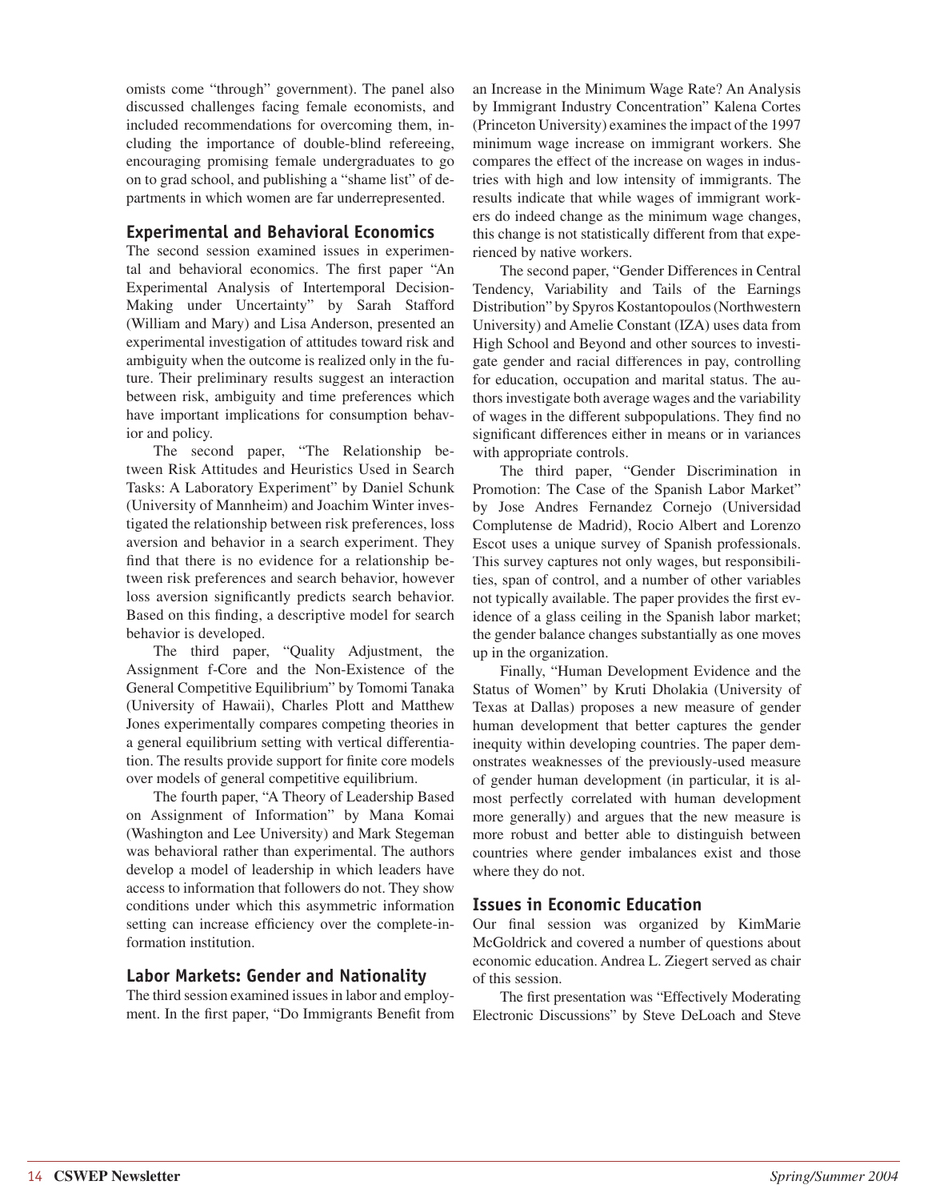omists come "through" government). The panel also discussed challenges facing female economists, and included recommendations for overcoming them, including the importance of double-blind refereeing, encouraging promising female undergraduates to go on to grad school, and publishing a "shame list" of departments in which women are far underrepresented.

### Experimental and Behavioral Economics

The second session examined issues in experimental and behavioral economics. The first paper "An Experimental Analysis of Intertemporal Decision-Making under Uncertainty" by Sarah Stafford (William and Mary) and Lisa Anderson, presented an experimental investigation of attitudes toward risk and ambiguity when the outcome is realized only in the future. Their preliminary results suggest an interaction between risk, ambiguity and time preferences which have important implications for consumption behavior and policy.

The second paper, "The Relationship between Risk Attitudes and Heuristics Used in Search Tasks: A Laboratory Experiment" by Daniel Schunk (University of Mannheim) and Joachim Winter investigated the relationship between risk preferences, loss aversion and behavior in a search experiment. They find that there is no evidence for a relationship between risk preferences and search behavior, however loss aversion significantly predicts search behavior. Based on this finding, a descriptive model for search behavior is developed.

The third paper, "Quality Adjustment, the Assignment f-Core and the Non-Existence of the General Competitive Equilibrium" by Tomomi Tanaka (University of Hawaii), Charles Plott and Matthew Jones experimentally compares competing theories in a general equilibrium setting with vertical differentiation. The results provide support for finite core models over models of general competitive equilibrium.

The fourth paper, "A Theory of Leadership Based on Assignment of Information" by Mana Komai (Washington and Lee University) and Mark Stegeman was behavioral rather than experimental. The authors develop a model of leadership in which leaders have access to information that followers do not. They show conditions under which this asymmetric information setting can increase efficiency over the complete-information institution.

### Labor Markets: Gender and Nationality

The third session examined issues in labor and employment. In the first paper, "Do Immigrants Benefit from an Increase in the Minimum Wage Rate? An Analysis by Immigrant Industry Concentration" Kalena Cortes (Princeton University) examines the impact of the 1997 minimum wage increase on immigrant workers. She compares the effect of the increase on wages in industries with high and low intensity of immigrants. The results indicate that while wages of immigrant workers do indeed change as the minimum wage changes, this change is not statistically different from that experienced by native workers.

The second paper, "Gender Differences in Central Tendency, Variability and Tails of the Earnings Distribution" by Spyros Kostantopoulos (Northwestern University) and Amelie Constant (IZA) uses data from High School and Beyond and other sources to investigate gender and racial differences in pay, controlling for education, occupation and marital status. The authors investigate both average wages and the variability of wages in the different subpopulations. They find no significant differences either in means or in variances with appropriate controls.

The third paper, "Gender Discrimination in Promotion: The Case of the Spanish Labor Market" by Jose Andres Fernandez Cornejo (Universidad Complutense de Madrid), Rocio Albert and Lorenzo Escot uses a unique survey of Spanish professionals. This survey captures not only wages, but responsibilities, span of control, and a number of other variables not typically available. The paper provides the first evidence of a glass ceiling in the Spanish labor market; the gender balance changes substantially as one moves up in the organization.

Finally, "Human Development Evidence and the Status of Women" by Kruti Dholakia (University of Texas at Dallas) proposes a new measure of gender human development that better captures the gender inequity within developing countries. The paper demonstrates weaknesses of the previously-used measure of gender human development (in particular, it is almost perfectly correlated with human development more generally) and argues that the new measure is more robust and better able to distinguish between countries where gender imbalances exist and those where they do not.

### Issues in Economic Education

Our final session was organized by KimMarie McGoldrick and covered a number of questions about economic education. Andrea L. Ziegert served as chair of this session.

The first presentation was "Effectively Moderating Electronic Discussions" by Steve DeLoach and Steve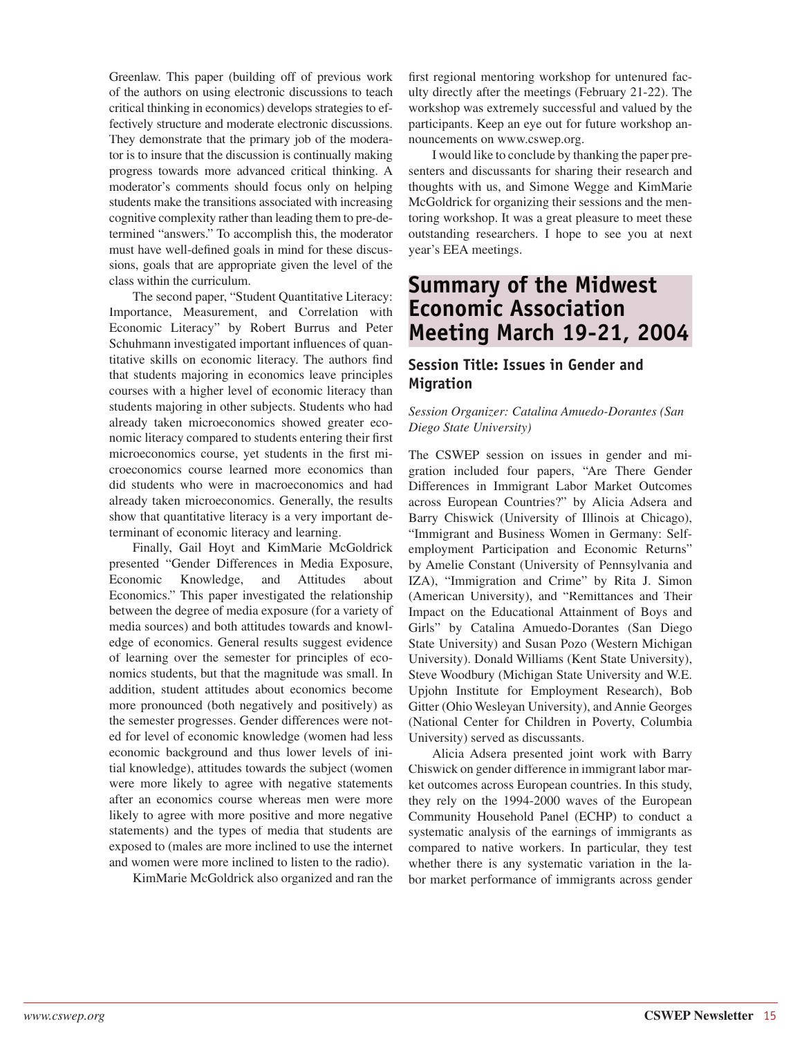Greenlaw. This paper (building off of previous work of the authors on using electronic discussions to teach critical thinking in economics) develops strategies to effectively structure and moderate electronic discussions. They demonstrate that the primary job of the moderator is to insure that the discussion is continually making progress towards more advanced critical thinking. A moderator's comments should focus only on helping students make the transitions associated with increasing cognitive complexity rather than leading them to pre-determined "answers." To accomplish this, the moderator must have well-defined goals in mind for these discussions, goals that are appropriate given the level of the class within the curriculum.

The second paper, "Student Quantitative Literacy: Importance, Measurement, and Correlation with Economic Literacy" by Robert Burrus and Peter Schuhmann investigated important influences of quantitative skills on economic literacy. The authors find that students majoring in economics leave principles courses with a higher level of economic literacy than students majoring in other subjects. Students who had already taken microeconomics showed greater economic literacy compared to students entering their first microeconomics course, yet students in the first microeconomics course learned more economics than did students who were in macroeconomics and had already taken microeconomics. Generally, the results show that quantitative literacy is a very important determinant of economic literacy and learning.

Finally, Gail Hoyt and KimMarie McGoldrick presented "Gender Differences in Media Exposure, Economic Knowledge, and Attitudes about Economics." This paper investigated the relationship between the degree of media exposure (for a variety of media sources) and both attitudes towards and knowledge of economics. General results suggest evidence of learning over the semester for principles of economics students, but that the magnitude was small. In addition, student attitudes about economics become more pronounced (both negatively and positively) as the semester progresses. Gender differences were noted for level of economic knowledge (women had less economic background and thus lower levels of initial knowledge), attitudes towards the subject (women were more likely to agree with negative statements after an economics course whereas men were more likely to agree with more positive and more negative statements) and the types of media that students are exposed to (males are more inclined to use the internet and women were more inclined to listen to the radio).

KimMarie McGoldrick also organized and ran the first regional mentoring workshop for untenured faculty directly after the meetings (February 21-22). The workshop was extremely successful and valued by the participants. Keep an eye out for future workshop announcements on www.cswep.org.

I would like to conclude by thanking the paper presenters and discussants for sharing their research and thoughts with us, and Simone Wegge and KimMarie McGoldrick for organizing their sessions and the mentoring workshop. It was a great pleasure to meet these outstanding researchers. I hope to see you at next year's EEA meetings.

## Summary of the Midwest Economic Association Meeting March 19-21, 2004

### Session Title: Issues in Gender and Migration

*Session Organizer: Catalina Amuedo-Dorantes (San Diego State University)*

The CSWEP session on issues in gender and migration included four papers, "Are There Gender Differences in Immigrant Labor Market Outcomes across European Countries?" by Alicia Adsera and Barry Chiswick (University of Illinois at Chicago), "Immigrant and Business Women in Germany: Self-employment Participation and Economic Returns" by Amelie Constant (University of Pennsylvania and IZA), "Immigration and Crime" by Rita J. Simon (American University), and "Remittances and Their Impact on the Educational Attainment of Boys and Girls" by Catalina Amuedo-Dorantes (San Diego State University) and Susan Pozo (Western Michigan University). Donald Williams (Kent State University), Steve Woodbury (Michigan State University and W.E. Upjohn Institute for Employment Research), Bob Gitter (Ohio Wesleyan University), and Annie Georges (National Center for Children in Poverty, Columbia University) served as discussants.

Alicia Adsera presented joint work with Barry Chiswick on gender difference in immigrant labor market outcomes across European countries. In this study, they rely on the 1994-2000 waves of the European Community Household Panel (ECHP) to conduct a systematic analysis of the earnings of immigrants as compared to native workers. In particular, they test whether there is any systematic variation in the labor market performance of immigrants across gender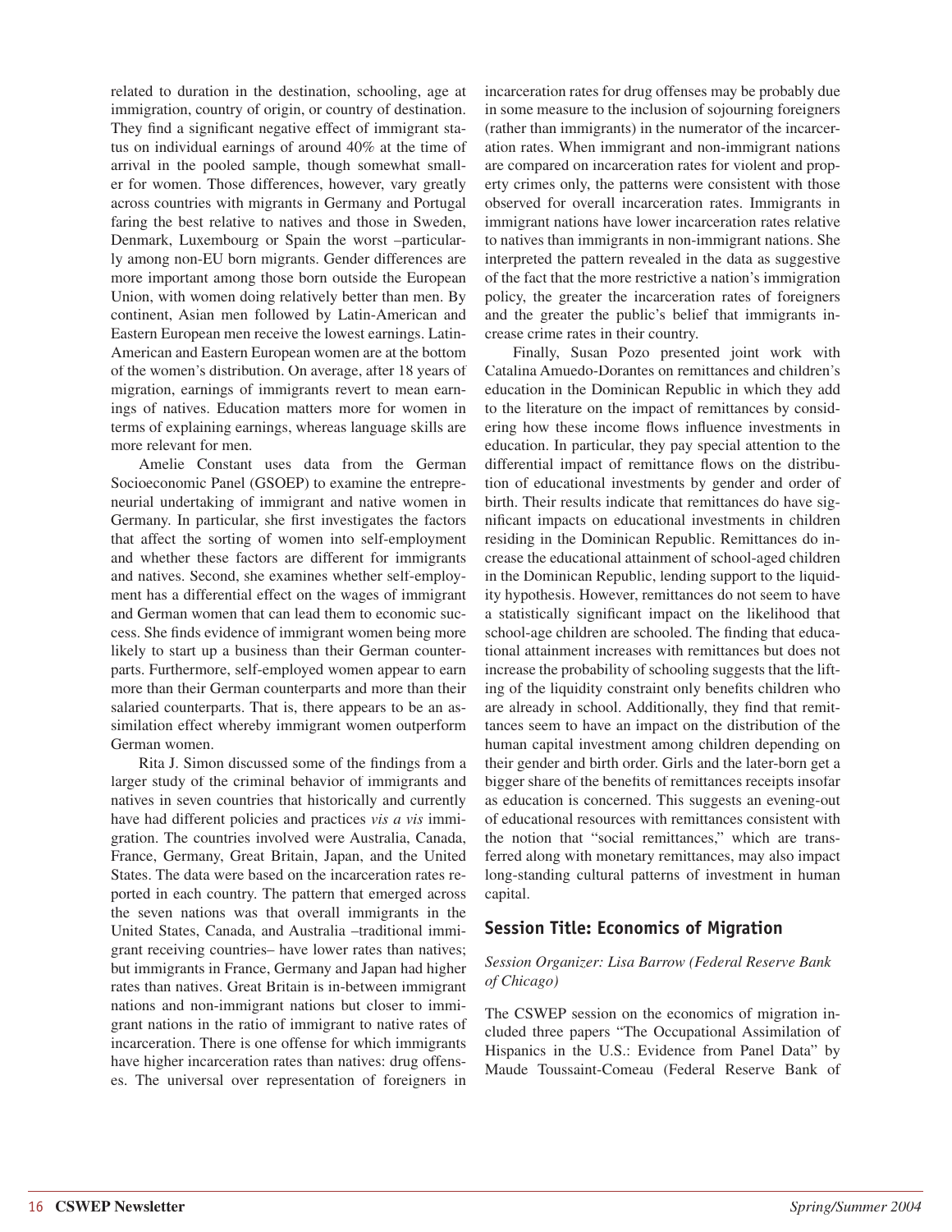related to duration in the destination, schooling, age at immigration, country of origin, or country of destination. They find a significant negative effect of immigrant status on individual earnings of around 40% at the time of arrival in the pooled sample, though somewhat smaller for women. Those differences, however, vary greatly across countries with migrants in Germany and Portugal faring the best relative to natives and those in Sweden, Denmark, Luxembourg or Spain the worst –particularly among non-EU born migrants. Gender differences are more important among those born outside the European Union, with women doing relatively better than men. By continent, Asian men followed by Latin-American and Eastern European men receive the lowest earnings. Latin-American and Eastern European women are at the bottom of the women's distribution. On average, after 18 years of migration, earnings of immigrants revert to mean earnings of natives. Education matters more for women in terms of explaining earnings, whereas language skills are more relevant for men.

Amelie Constant uses data from the German Socioeconomic Panel (GSOEP) to examine the entrepreneurial undertaking of immigrant and native women in Germany. In particular, she first investigates the factors that affect the sorting of women into self-employment and whether these factors are different for immigrants and natives. Second, she examines whether self-employment has a differential effect on the wages of immigrant and German women that can lead them to economic success. She finds evidence of immigrant women being more likely to start up a business than their German counterparts. Furthermore, self-employed women appear to earn more than their German counterparts and more than their salaried counterparts. That is, there appears to be an assimilation effect whereby immigrant women outperform German women.

Rita J. Simon discussed some of the findings from a larger study of the criminal behavior of immigrants and natives in seven countries that historically and currently have had different policies and practices *vis a vis* immigration. The countries involved were Australia, Canada, France, Germany, Great Britain, Japan, and the United States. The data were based on the incarceration rates reported in each country. The pattern that emerged across the seven nations was that overall immigrants in the United States, Canada, and Australia –traditional immigrant receiving countries– have lower rates than natives; but immigrants in France, Germany and Japan had higher rates than natives. Great Britain is in-between immigrant nations and non-immigrant nations but closer to immigrant nations in the ratio of immigrant to native rates of incarceration. There is one offense for which immigrants have higher incarceration rates than natives: drug offenses. The universal over representation of foreigners in incarceration rates for drug offenses may be probably due in some measure to the inclusion of sojourning foreigners (rather than immigrants) in the numerator of the incarceration rates. When immigrant and non-immigrant nations are compared on incarceration rates for violent and property crimes only, the patterns were consistent with those observed for overall incarceration rates. Immigrants in immigrant nations have lower incarceration rates relative to natives than immigrants in non-immigrant nations. She interpreted the pattern revealed in the data as suggestive of the fact that the more restrictive a nation's immigration policy, the greater the incarceration rates of foreigners and the greater the public's belief that immigrants increase crime rates in their country.

Finally, Susan Pozo presented joint work with Catalina Amuedo-Dorantes on remittances and children's education in the Dominican Republic in which they add to the literature on the impact of remittances by considering how these income flows influence investments in education. In particular, they pay special attention to the differential impact of remittance flows on the distribution of educational investments by gender and order of birth. Their results indicate that remittances do have significant impacts on educational investments in children residing in the Dominican Republic. Remittances do increase the educational attainment of school-aged children in the Dominican Republic, lending support to the liquidity hypothesis. However, remittances do not seem to have a statistically significant impact on the likelihood that school-age children are schooled. The finding that educational attainment increases with remittances but does not increase the probability of schooling suggests that the lifting of the liquidity constraint only benefits children who are already in school. Additionally, they find that remittances seem to have an impact on the distribution of the human capital investment among children depending on their gender and birth order. Girls and the later-born get a bigger share of the benefits of remittances receipts insofar as education is concerned. This suggests an evening-out of educational resources with remittances consistent with the notion that "social remittances," which are transferred along with monetary remittances, may also impact long-standing cultural patterns of investment in human capital.

## Session Title: Economics of Migration

*Session Organizer: Lisa Barrow (Federal Reserve Bank of Chicago)*

The CSWEP session on the economics of migration included three papers "The Occupational Assimilation of Hispanics in the U.S.: Evidence from Panel Data" by Maude Toussaint-Comeau (Federal Reserve Bank of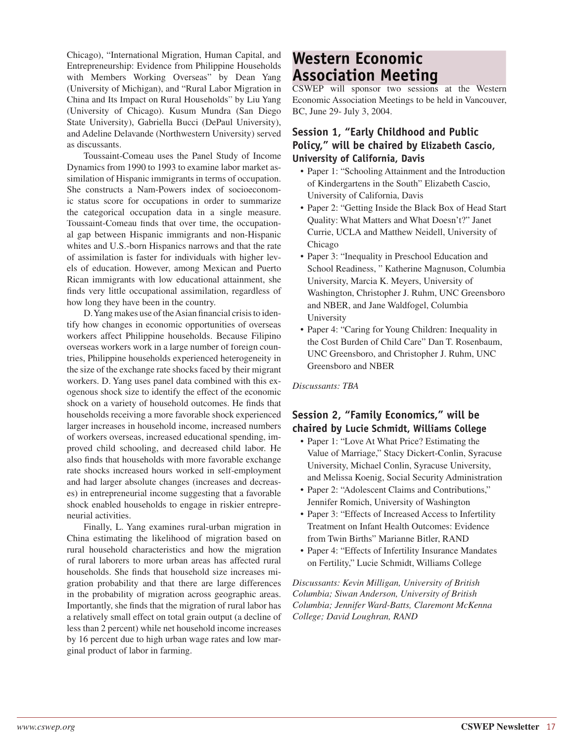Chicago), "International Migration, Human Capital, and Entrepreneurship: Evidence from Philippine Households with Members Working Overseas" by Dean Yang (University of Michigan), and "Rural Labor Migration in China and Its Impact on Rural Households" by Liu Yang (University of Chicago). Kusum Mundra (San Diego State University), Gabriella Bucci (DePaul University), and Adeline Delavande (Northwestern University) served as discussants.

Toussaint-Comeau uses the Panel Study of Income Dynamics from 1990 to 1993 to examine labor market assimilation of Hispanic immigrants in terms of occupation. She constructs a Nam-Powers index of socioeconomic status score for occupations in order to summarize the categorical occupation data in a single measure. Toussaint-Comeau finds that over time, the occupational gap between Hispanic immigrants and non-Hispanic whites and U.S.-born Hispanics narrows and that the rate of assimilation is faster for individuals with higher levels of education. However, among Mexican and Puerto Rican immigrants with low educational attainment, she finds very little occupational assimilation, regardless of how long they have been in the country.

D. Yang makes use of the Asian financial crisis to identify how changes in economic opportunities of overseas workers affect Philippine households. Because Filipino overseas workers work in a large number of foreign countries, Philippine households experienced heterogeneity in the size of the exchange rate shocks faced by their migrant workers. D. Yang uses panel data combined with this exogenous shock size to identify the effect of the economic shock on a variety of household outcomes. He finds that households receiving a more favorable shock experienced larger increases in household income, increased numbers of workers overseas, increased educational spending, improved child schooling, and decreased child labor. He also finds that households with more favorable exchange rate shocks increased hours worked in self-employment and had larger absolute changes (increases and decreases) in entrepreneurial income suggesting that a favorable shock enabled households to engage in riskier entrepreneurial activities.

Finally, L. Yang examines rural-urban migration in China estimating the likelihood of migration based on rural household characteristics and how the migration of rural laborers to more urban areas has affected rural households. She finds that household size increases migration probability and that there are large differences in the probability of migration across geographic areas. Importantly, she finds that the migration of rural labor has a relatively small effect on total grain output (a decline of less than 2 percent) while net household income increases by 16 percent due to high urban wage rates and low marginal product of labor in farming.

## Western Economic Association Meeting

CSWEP will sponsor two sessions at the Western Economic Association Meetings to be held in Vancouver, BC, June 29- July 3, 2004.

### Session 1, "Early Childhood and Public Policy," will be chaired by Elizabeth Cascio, University of California, Davis

- Paper 1: "Schooling Attainment and the Introduction of Kindergartens in the South" Elizabeth Cascio, University of California, Davis
- Paper 2: "Getting Inside the Black Box of Head Start Quality: What Matters and What Doesn't?" Janet Currie, UCLA and Matthew Neidell, University of Chicago
- Paper 3: "Inequality in Preschool Education and School Readiness, " Katherine Magnuson, Columbia University, Marcia K. Meyers, University of Washington, Christopher J. Ruhm, UNC Greensboro and NBER, and Jane Waldfogel, Columbia University
- Paper 4: "Caring for Young Children: Inequality in the Cost Burden of Child Care" Dan T. Rosenbaum, UNC Greensboro, and Christopher J. Ruhm, UNC Greensboro and NBER

*Discussants: TBA*

### Session 2, "Family Economics," will be chaired by Lucie Schmidt, Williams College

- Paper 1: "Love At What Price? Estimating the Value of Marriage," Stacy Dickert-Conlin, Syracuse University, Michael Conlin, Syracuse University, and Melissa Koenig, Social Security Administration
- Paper 2: "Adolescent Claims and Contributions," Jennifer Romich, University of Washington
- Paper 3: "Effects of Increased Access to Infertility Treatment on Infant Health Outcomes: Evidence from Twin Births" Marianne Bitler, RAND
- Paper 4: "Effects of Infertility Insurance Mandates on Fertility," Lucie Schmidt, Williams College

*Discussants: Kevin Milligan, University of British Columbia; Siwan Anderson, University of British Columbia; Jennifer Ward-Batts, Claremont McKenna College; David Loughran, RAND*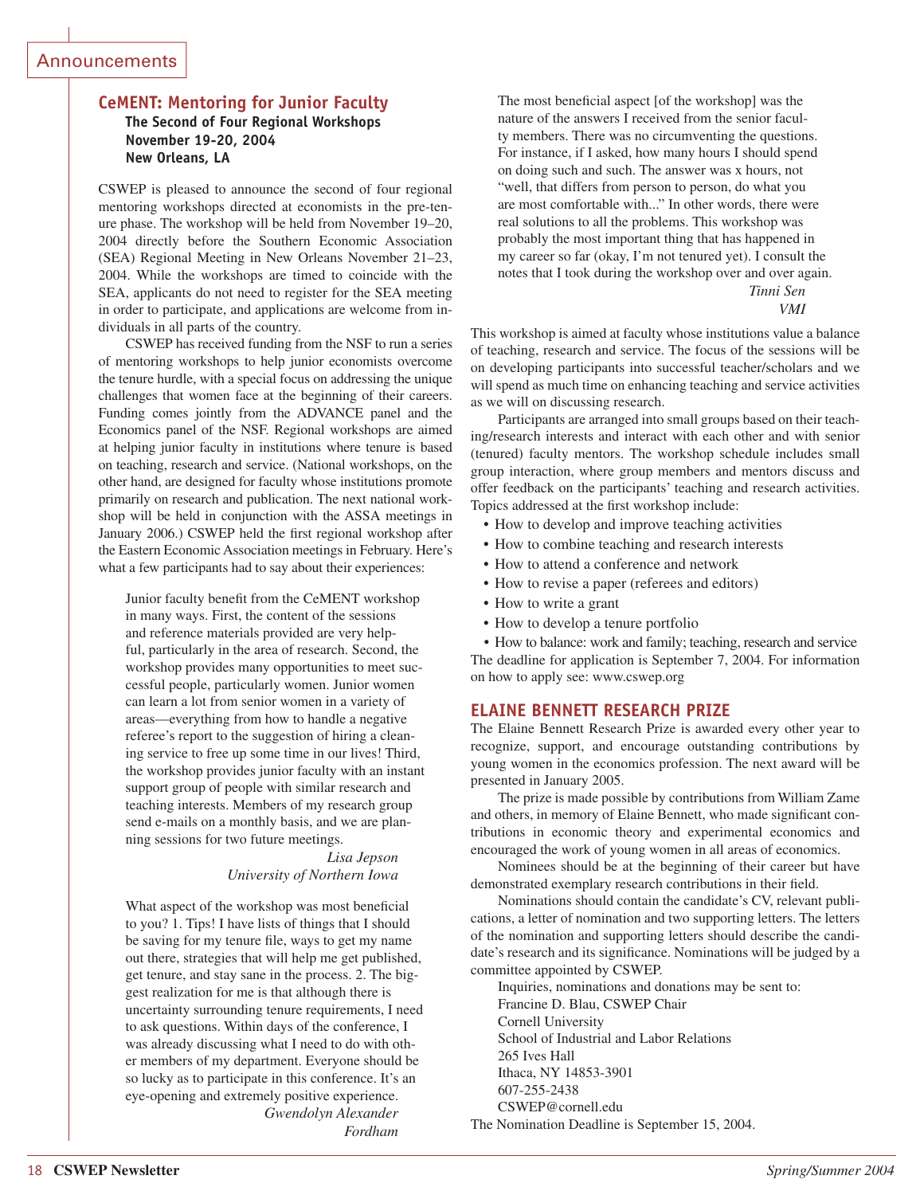Announcements

## CeMENT: Mentoring for Junior Faculty

### The Second of Four Regional Workshops
**November 19-20, 2004**
**New Orleans, LA**

CSWEP is pleased to announce the second of four regional mentoring workshops directed at economists in the pre-tenure phase. The workshop will be held from November 19–20, 2004 directly before the Southern Economic Association (SEA) Regional Meeting in New Orleans November 21–23, 2004. While the workshops are timed to coincide with the SEA, applicants do not need to register for the SEA meeting in order to participate, and applications are welcome from individuals in all parts of the country.

CSWEP has received funding from the NSF to run a series of mentoring workshops to help junior economists overcome the tenure hurdle, with a special focus on addressing the unique challenges that women face at the beginning of their careers. Funding comes jointly from the ADVANCE panel and the Economics panel of the NSF. Regional workshops are aimed at helping junior faculty in institutions where tenure is based on teaching, research and service. (National workshops, on the other hand, are designed for faculty whose institutions promote primarily on research and publication. The next national workshop will be held in conjunction with the ASSA meetings in January 2006.) CSWEP held the first regional workshop after the Eastern Economic Association meetings in February. Here's what a few participants had to say about their experiences:

> Junior faculty benefit from the CeMENT workshop in many ways. First, the content of the sessions and reference materials provided are very helpful, particularly in the area of research. Second, the workshop provides many opportunities to meet successful people, particularly women. Junior women can learn a lot from senior women in a variety of areas—everything from how to handle a negative referee's report to the suggestion of hiring a cleaning service to free up some time in our lives! Third, the workshop provides junior faculty with an instant support group of people with similar research and teaching interests. Members of my research group send e-mails on a monthly basis, and we are planning sessions for two future meetings.
>
> *Lisa Jepson*
> *University of Northern Iowa*

> What aspect of the workshop was most beneficial to you? 1. Tips! I have lists of things that I should be saving for my tenure file, ways to get my name out there, strategies that will help me get published, get tenure, and stay sane in the process. 2. The biggest realization for me is that although there is uncertainty surrounding tenure requirements, I need to ask questions. Within days of the conference, I was already discussing what I need to do with other members of my department. Everyone should be so lucky as to participate in this conference. It's an eye-opening and extremely positive experience.
>
> *Gwendolyn Alexander*
> *Fordham*

> The most beneficial aspect [of the workshop] was the nature of the answers I received from the senior faculty members. There was no circumventing the questions. For instance, if I asked, how many hours I should spend on doing such and such. The answer was x hours, not "well, that differs from person to person, do what you are most comfortable with..." In other words, there were real solutions to all the problems. This workshop was probably the most important thing that has happened in my career so far (okay, I'm not tenured yet). I consult the notes that I took during the workshop over and over again.
>
> *Tinni Sen*
> *VMI*

This workshop is aimed at faculty whose institutions value a balance of teaching, research and service. The focus of the sessions will be on developing participants into successful teacher/scholars and we will spend as much time on enhancing teaching and service activities as we will on discussing research.

Participants are arranged into small groups based on their teaching/research interests and interact with each other and with senior (tenured) faculty mentors. The workshop schedule includes small group interaction, where group members and mentors discuss and offer feedback on the participants' teaching and research activities. Topics addressed at the first workshop include:

- How to develop and improve teaching activities
- How to combine teaching and research interests
- How to attend a conference and network
- How to revise a paper (referees and editors)
- How to write a grant
- How to develop a tenure portfolio
- How to balance: work and family; teaching, research and service

The deadline for application is September 7, 2004. For information on how to apply see: www.cswep.org

## ELAINE BENNETT RESEARCH PRIZE

The Elaine Bennett Research Prize is awarded every other year to recognize, support, and encourage outstanding contributions by young women in the economics profession. The next award will be presented in January 2005.

The prize is made possible by contributions from William Zame and others, in memory of Elaine Bennett, who made significant contributions in economic theory and experimental economics and encouraged the work of young women in all areas of economics.

Nominees should be at the beginning of their career but have demonstrated exemplary research contributions in their field.

Nominations should contain the candidate's CV, relevant publications, a letter of nomination and two supporting letters. The letters of the nomination and supporting letters should describe the candidate's research and its significance. Nominations will be judged by a committee appointed by CSWEP.

Inquiries, nominations and donations may be sent to:
Francine D. Blau, CSWEP Chair
Cornell University
School of Industrial and Labor Relations
265 Ives Hall
Ithaca, NY 14853-3901
607-255-2438
CSWEP@cornell.edu

The Nomination Deadline is September 15, 2004.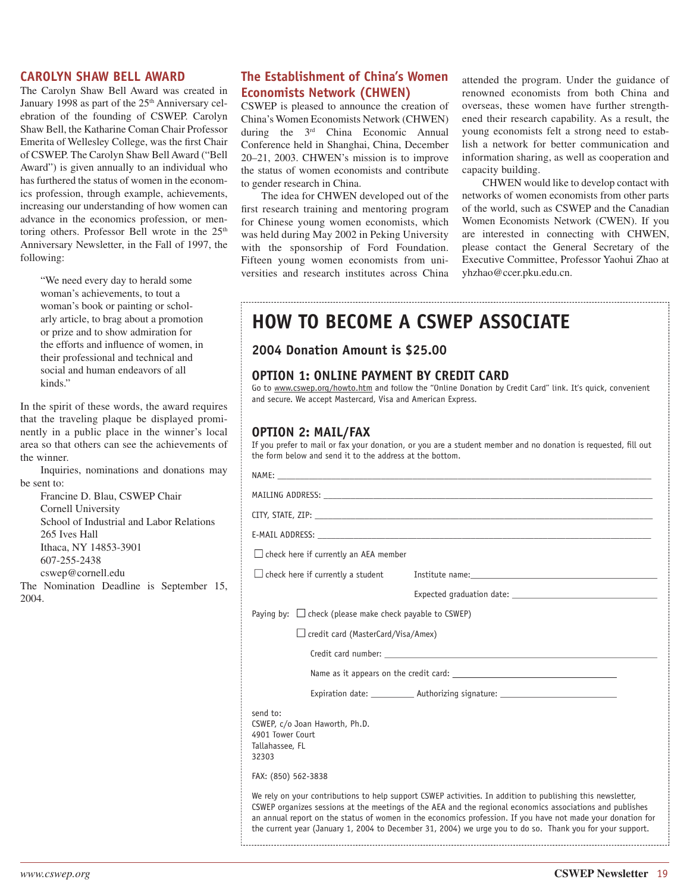## CAROLYN SHAW BELL AWARD

The Carolyn Shaw Bell Award was created in January 1998 as part of the 25th Anniversary celebration of the founding of CSWEP. Carolyn Shaw Bell, the Katharine Coman Chair Professor Emerita of Wellesley College, was the first Chair of CSWEP. The Carolyn Shaw Bell Award ("Bell Award") is given annually to an individual who has furthered the status of women in the economics profession, through example, achievements, increasing our understanding of how women can advance in the economics profession, or mentoring others. Professor Bell wrote in the 25th Anniversary Newsletter, in the Fall of 1997, the following:

> "We need every day to herald some woman's achievements, to tout a woman's book or painting or scholarly article, to brag about a promotion or prize and to show admiration for the efforts and influence of women, in their professional and technical and social and human endeavors of all kinds."

In the spirit of these words, the award requires that the traveling plaque be displayed prominently in a public place in the winner's local area so that others can see the achievements of the winner.

Inquiries, nominations and donations may be sent to:

Francine D. Blau, CSWEP Chair
Cornell University
School of Industrial and Labor Relations
265 Ives Hall
Ithaca, NY 14853-3901
607-255-2438
cswep@cornell.edu

The Nomination Deadline is September 15, 2004.

## The Establishment of China's Women Economists Network (CHWEN)

CSWEP is pleased to announce the creation of China's Women Economists Network (CHWEN) during the 3rd China Economic Annual Conference held in Shanghai, China, December 20–21, 2003. CHWEN's mission is to improve the status of women economists and contribute to gender research in China.

The idea for CHWEN developed out of the first research training and mentoring program for Chinese young women economists, which was held during May 2002 in Peking University with the sponsorship of Ford Foundation. Fifteen young women economists from universities and research institutes across China attended the program. Under the guidance of renowned economists from both China and overseas, these women have further strengthened their research capability. As a result, the young economists felt a strong need to establish a network for better communication and information sharing, as well as cooperation and capacity building.

CHWEN would like to develop contact with networks of women economists from other parts of the world, such as CSWEP and the Canadian Women Economists Network (CWEN). If you are interested in connecting with CHWEN, please contact the General Secretary of the Executive Committee, Professor Yaohui Zhao at yhzhao@ccer.pku.edu.cn.

# HOW TO BECOME A CSWEP ASSOCIATE

### 2004 Donation Amount is $25.00

### OPTION 1: ONLINE PAYMENT BY CREDIT CARD

Go to www.cswep.org/howto.htm and follow the "Online Donation by Credit Card" link. It's quick, convenient and secure. We accept Mastercard, Visa and American Express.

### OPTION 2: MAIL/FAX

If you prefer to mail or fax your donation, or you are a student member and no donation is requested, fill out the form below and send it to the address at the bottom.

NAME: ______________________________

MAILING ADDRESS: ______________________________

CITY, STATE, ZIP: ______________________________

E-MAIL ADDRESS: ______________________________

☐ check here if currently an AEA member

☐ check here if currently a student Institute name: ______________________________

Expected graduation date: ______________________________

Paying by: ☐ check (please make check payable to CSWEP)

☐ credit card (MasterCard/Visa/Amex)

Credit card number: ______________________________

Name as it appears on the credit card: ______________________________

Expiration date: __________ Authorizing signature: ______________________________

send to:
CSWEP, c/o Joan Haworth, Ph.D.
4901 Tower Court
Tallahassee, FL
32303

FAX: (850) 562-3838

We rely on your contributions to help support CSWEP activities. In addition to publishing this newsletter, CSWEP organizes sessions at the meetings of the AEA and the regional economics associations and publishes an annual report on the status of women in the economics profession. If you have not made your donation for the current year (January 1, 2004 to December 31, 2004) we urge you to do so. Thank you for your support.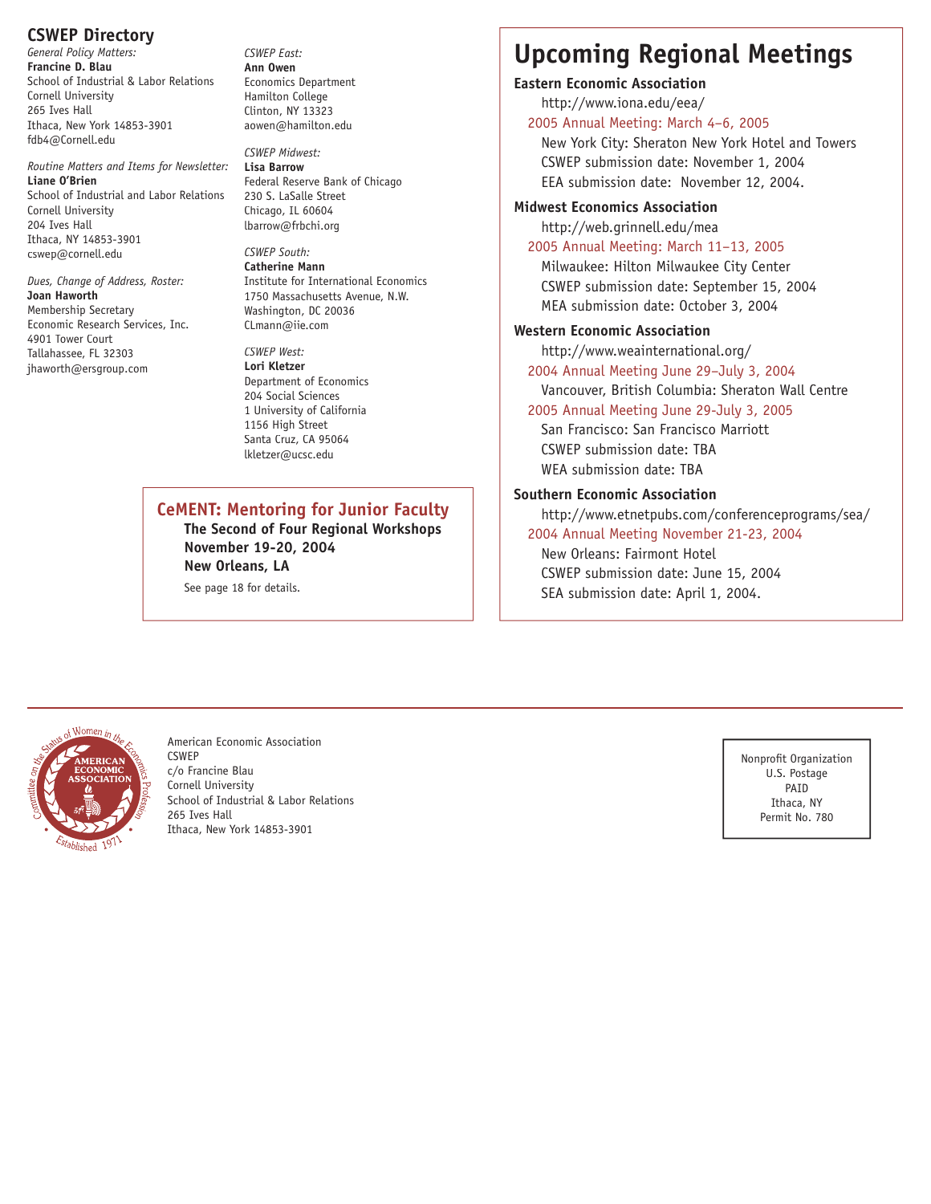## CSWEP Directory

*General Policy Matters:*
**Francine D. Blau**
School of Industrial & Labor Relations
Cornell University
265 Ives Hall
Ithaca, New York 14853-3901
fdb4@Cornell.edu

*Routine Matters and Items for Newsletter:*
**Liane O'Brien**
School of Industrial and Labor Relations
Cornell University
204 Ives Hall
Ithaca, NY 14853-3901
cswep@cornell.edu

*Dues, Change of Address, Roster:*
**Joan Haworth**
Membership Secretary
Economic Research Services, Inc.
4901 Tower Court
Tallahassee, FL 32303
jhaworth@ersgroup.com

*CSWEP East:*
**Ann Owen**
Economics Department
Hamilton College
Clinton, NY 13323
aowen@hamilton.edu

*CSWEP Midwest:*
**Lisa Barrow**
Federal Reserve Bank of Chicago
230 S. LaSalle Street
Chicago, IL 60604
lbarrow@frbchi.org

*CSWEP South:*
**Catherine Mann**
Institute for International Economics
1750 Massachusetts Avenue, N.W.
Washington, DC 20036
CLmann@iie.com

*CSWEP West:*
**Lori Kletzer**
Department of Economics
204 Social Sciences
1 University of California
1156 High Street
Santa Cruz, CA 95064
lkletzer@ucsc.edu

### CeMENT: Mentoring for Junior Faculty

**The Second of Four Regional Workshops**
**November 19-20, 2004**
**New Orleans, LA**

See page 18 for details.

## Upcoming Regional Meetings

**Eastern Economic Association**

http://www.iona.edu/eea/

2005 Annual Meeting: March 4–6, 2005

New York City: Sheraton New York Hotel and Towers
CSWEP submission date: November 1, 2004
EEA submission date: November 12, 2004.

**Midwest Economics Association**

http://web.grinnell.edu/mea

2005 Annual Meeting: March 11–13, 2005

Milwaukee: Hilton Milwaukee City Center
CSWEP submission date: September 15, 2004
MEA submission date: October 3, 2004

**Western Economic Association**

http://www.weainternational.org/

2004 Annual Meeting June 29–July 3, 2004

Vancouver, British Columbia: Sheraton Wall Centre

2005 Annual Meeting June 29-July 3, 2005

San Francisco: San Francisco Marriott
CSWEP submission date: TBA
WEA submission date: TBA

**Southern Economic Association**

http://www.etnetpubs.com/conferenceprograms/sea/

2004 Annual Meeting November 21-23, 2004

New Orleans: Fairmont Hotel
CSWEP submission date: June 15, 2004
SEA submission date: April 1, 2004.

---

Committee on the Status of Women in the Economics Profession — American Economic Association — Established 1971

American Economic Association
CSWEP
c/o Francine Blau
Cornell University
School of Industrial & Labor Relations
265 Ives Hall
Ithaca, New York 14853-3901

Nonprofit Organization
U.S. Postage
PAID
Ithaca, NY
Permit No. 780